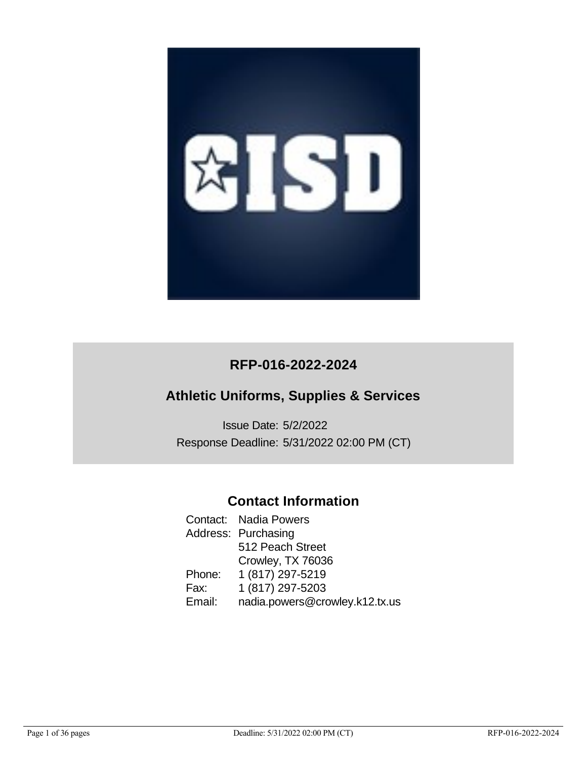# RFP-016-2022-2024

## Athletic Uniforms, Supplies & Services

Issue Date: 5/2/2022

Response Deadline: 5/31/2022 02:00 PM (CT)

## Contact Information

Contact: Nadia Powers

Address: Purchasing
512 Peach Street
Crowley, TX 76036

Phone: 1 (817) 297-5219

Fax: 1 (817) 297-5203

Email: nadia.powers@crowley.k12.tx.us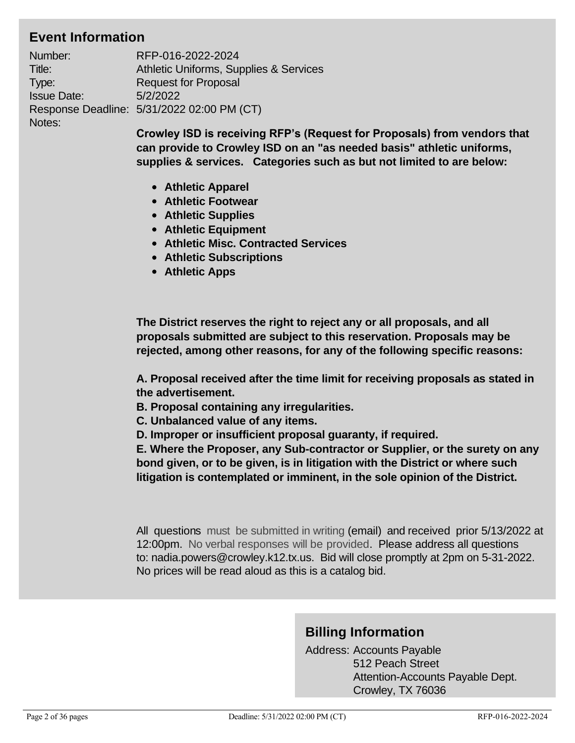## Event Information

Number: RFP-016-2022-2024
Title: Athletic Uniforms, Supplies & Services
Type: Request for Proposal
Issue Date: 5/2/2022
Response Deadline: 5/31/2022 02:00 PM (CT)
Notes:

**Crowley ISD is receiving RFP's (Request for Proposals) from vendors that can provide to Crowley ISD on an "as needed basis" athletic uniforms, supplies & services. Categories such as but not limited to are below:**

- **Athletic Apparel**
- **Athletic Footwear**
- **Athletic Supplies**
- **Athletic Equipment**
- **Athletic Misc. Contracted Services**
- **Athletic Subscriptions**
- **Athletic Apps**

**The District reserves the right to reject any or all proposals, and all proposals submitted are subject to this reservation. Proposals may be rejected, among other reasons, for any of the following specific reasons:**

**A. Proposal received after the time limit for receiving proposals as stated in the advertisement.**
**B. Proposal containing any irregularities.**
**C. Unbalanced value of any items.**
**D. Improper or insufficient proposal guaranty, if required.**
**E. Where the Proposer, any Sub-contractor or Supplier, or the surety on any bond given, or to be given, is in litigation with the District or where such litigation is contemplated or imminent, in the sole opinion of the District.**

All questions must be submitted in writing (email) and received prior 5/13/2022 at 12:00pm. No verbal responses will be provided. Please address all questions to: nadia.powers@crowley.k12.tx.us. Bid will close promptly at 2pm on 5-31-2022. No prices will be read aloud as this is a catalog bid.

## Billing Information

Address: Accounts Payable
512 Peach Street
Attention-Accounts Payable Dept.
Crowley, TX 76036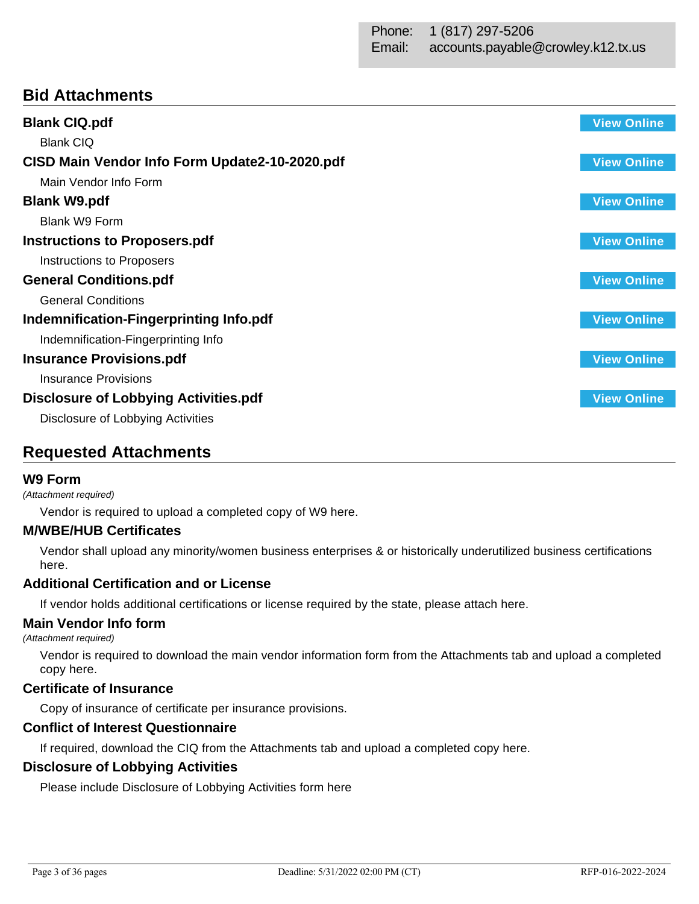Phone: 1 (817) 297-5206
Email: accounts.payable@crowley.k12.tx.us

## Bid Attachments

**Blank CIQ.pdf** View Online

Blank CIQ

**CISD Main Vendor Info Form Update2-10-2020.pdf** View Online

Main Vendor Info Form

**Blank W9.pdf** View Online

Blank W9 Form

**Instructions to Proposers.pdf** View Online

Instructions to Proposers

**General Conditions.pdf** View Online

General Conditions

**Indemnification-Fingerprinting Info.pdf** View Online

Indemnification-Fingerprinting Info

**Insurance Provisions.pdf** View Online

Insurance Provisions

**Disclosure of Lobbying Activities.pdf** View Online

Disclosure of Lobbying Activities

## Requested Attachments

### W9 Form

*(Attachment required)*

Vendor is required to upload a completed copy of W9 here.

### M/WBE/HUB Certificates

Vendor shall upload any minority/women business enterprises & or historically underutilized business certifications here.

### Additional Certification and or License

If vendor holds additional certifications or license required by the state, please attach here.

### Main Vendor Info form

*(Attachment required)*

Vendor is required to download the main vendor information form from the Attachments tab and upload a completed copy here.

### Certificate of Insurance

Copy of insurance of certificate per insurance provisions.

### Conflict of Interest Questionnaire

If required, download the CIQ from the Attachments tab and upload a completed copy here.

### Disclosure of Lobbying Activities

Please include Disclosure of Lobbying Activities form here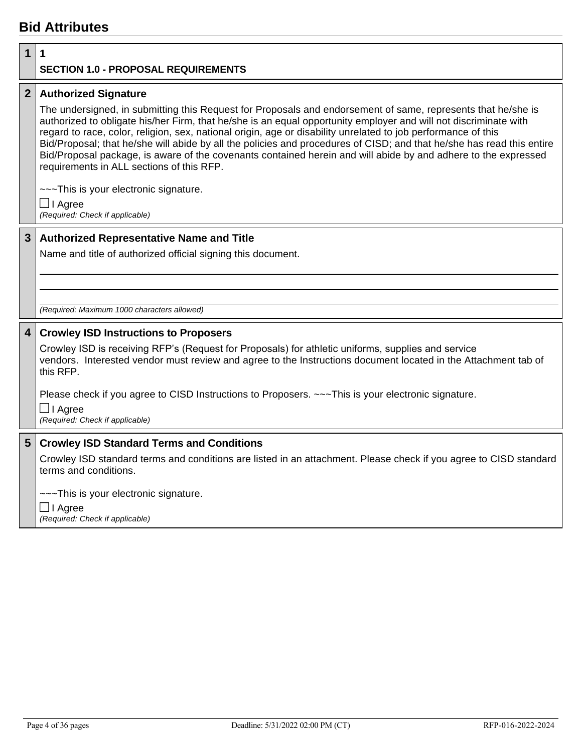## Bid Attributes

**1** 1

**SECTION 1.0 - PROPOSAL REQUIREMENTS**

**2** **Authorized Signature**

The undersigned, in submitting this Request for Proposals and endorsement of same, represents that he/she is authorized to obligate his/her Firm, that he/she is an equal opportunity employer and will not discriminate with regard to race, color, religion, sex, national origin, age or disability unrelated to job performance of this Bid/Proposal; that he/she will abide by all the policies and procedures of CISD; and that he/she has read this entire Bid/Proposal package, is aware of the covenants contained herein and will abide by and adhere to the expressed requirements in ALL sections of this RFP.

~~~This is your electronic signature.

☐ I Agree
*(Required: Check if applicable)*

**3** **Authorized Representative Name and Title**

Name and title of authorized official signing this document.

______________________________________________

______________________________________________

*(Required: Maximum 1000 characters allowed)*

**4** **Crowley ISD Instructions to Proposers**

Crowley ISD is receiving RFP’s (Request for Proposals) for athletic uniforms, supplies and service vendors. Interested vendor must review and agree to the Instructions document located in the Attachment tab of this RFP.

Please check if you agree to CISD Instructions to Proposers. ~~~This is your electronic signature.

☐ I Agree
*(Required: Check if applicable)*

**5** **Crowley ISD Standard Terms and Conditions**

Crowley ISD standard terms and conditions are listed in an attachment. Please check if you agree to CISD standard terms and conditions.

~~~This is your electronic signature.

☐ I Agree
*(Required: Check if applicable)*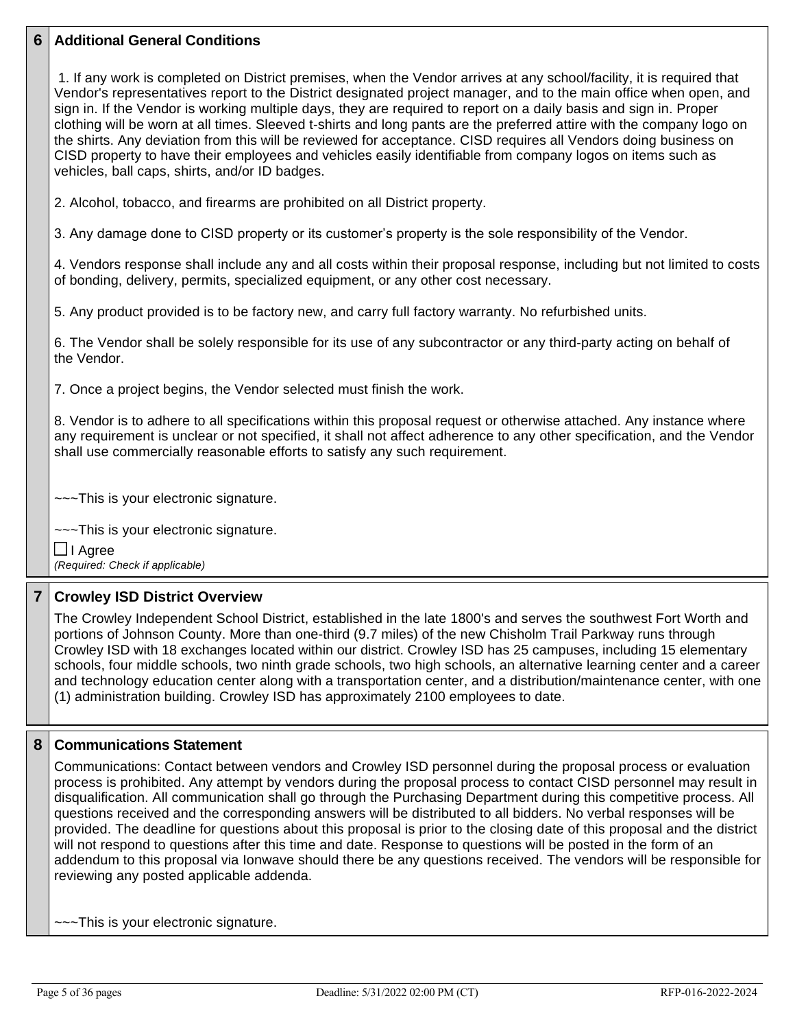## 6 Additional General Conditions

1. If any work is completed on District premises, when the Vendor arrives at any school/facility, it is required that Vendor's representatives report to the District designated project manager, and to the main office when open, and sign in. If the Vendor is working multiple days, they are required to report on a daily basis and sign in. Proper clothing will be worn at all times. Sleeved t-shirts and long pants are the preferred attire with the company logo on the shirts. Any deviation from this will be reviewed for acceptance. CISD requires all Vendors doing business on CISD property to have their employees and vehicles easily identifiable from company logos on items such as vehicles, ball caps, shirts, and/or ID badges.

2. Alcohol, tobacco, and firearms are prohibited on all District property.

3. Any damage done to CISD property or its customer's property is the sole responsibility of the Vendor.

4. Vendors response shall include any and all costs within their proposal response, including but not limited to costs of bonding, delivery, permits, specialized equipment, or any other cost necessary.

5. Any product provided is to be factory new, and carry full factory warranty. No refurbished units.

6. The Vendor shall be solely responsible for its use of any subcontractor or any third-party acting on behalf of the Vendor.

7. Once a project begins, the Vendor selected must finish the work.

8. Vendor is to adhere to all specifications within this proposal request or otherwise attached. Any instance where any requirement is unclear or not specified, it shall not affect adherence to any other specification, and the Vendor shall use commercially reasonable efforts to satisfy any such requirement.

~~~This is your electronic signature.

~~~This is your electronic signature.

☐ I Agree
*(Required: Check if applicable)*

## 7 Crowley ISD District Overview

The Crowley Independent School District, established in the late 1800's and serves the southwest Fort Worth and portions of Johnson County. More than one-third (9.7 miles) of the new Chisholm Trail Parkway runs through Crowley ISD with 18 exchanges located within our district. Crowley ISD has 25 campuses, including 15 elementary schools, four middle schools, two ninth grade schools, two high schools, an alternative learning center and a career and technology education center along with a transportation center, and a distribution/maintenance center, with one (1) administration building. Crowley ISD has approximately 2100 employees to date.

## 8 Communications Statement

Communications: Contact between vendors and Crowley ISD personnel during the proposal process or evaluation process is prohibited. Any attempt by vendors during the proposal process to contact CISD personnel may result in disqualification. All communication shall go through the Purchasing Department during this competitive process. All questions received and the corresponding answers will be distributed to all bidders. No verbal responses will be provided. The deadline for questions about this proposal is prior to the closing date of this proposal and the district will not respond to questions after this time and date. Response to questions will be posted in the form of an addendum to this proposal via Ionwave should there be any questions received. The vendors will be responsible for reviewing any posted applicable addenda.

~~~This is your electronic signature.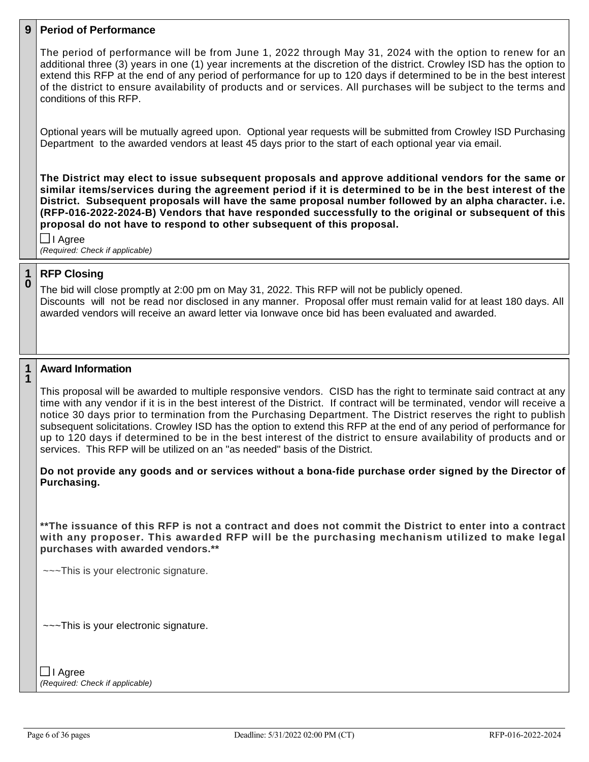## 9 Period of Performance

The period of performance will be from June 1, 2022 through May 31, 2024 with the option to renew for an additional three (3) years in one (1) year increments at the discretion of the district. Crowley ISD has the option to extend this RFP at the end of any period of performance for up to 120 days if determined to be in the best interest of the district to ensure availability of products and or services. All purchases will be subject to the terms and conditions of this RFP.

Optional years will be mutually agreed upon. Optional year requests will be submitted from Crowley ISD Purchasing Department to the awarded vendors at least 45 days prior to the start of each optional year via email.

**The District may elect to issue subsequent proposals and approve additional vendors for the same or similar items/services during the agreement period if it is determined to be in the best interest of the District. Subsequent proposals will have the same proposal number followed by an alpha character. i.e. (RFP-016-2022-2024-B) Vendors that have responded successfully to the original or subsequent of this proposal do not have to respond to other subsequent of this proposal.**

☐ I Agree
*(Required: Check if applicable)*

## 10 RFP Closing

The bid will close promptly at 2:00 pm on May 31, 2022. This RFP will not be publicly opened.
Discounts will not be read nor disclosed in any manner. Proposal offer must remain valid for at least 180 days. All awarded vendors will receive an award letter via Ionwave once bid has been evaluated and awarded.

## 11 Award Information

This proposal will be awarded to multiple responsive vendors. CISD has the right to terminate said contract at any time with any vendor if it is in the best interest of the District. If contract will be terminated, vendor will receive a notice 30 days prior to termination from the Purchasing Department. The District reserves the right to publish subsequent solicitations. Crowley ISD has the option to extend this RFP at the end of any period of performance for up to 120 days if determined to be in the best interest of the district to ensure availability of products and or services. This RFP will be utilized on an "as needed" basis of the District.

**Do not provide any goods and or services without a bona-fide purchase order signed by the Director of Purchasing.**

****The issuance of this RFP is not a contract and does not commit the District to enter into a contract with any proposer. This awarded RFP will be the purchasing mechanism utilized to make legal purchases with awarded vendors.****

~~~This is your electronic signature.

~~~This is your electronic signature.

☐ I Agree
*(Required: Check if applicable)*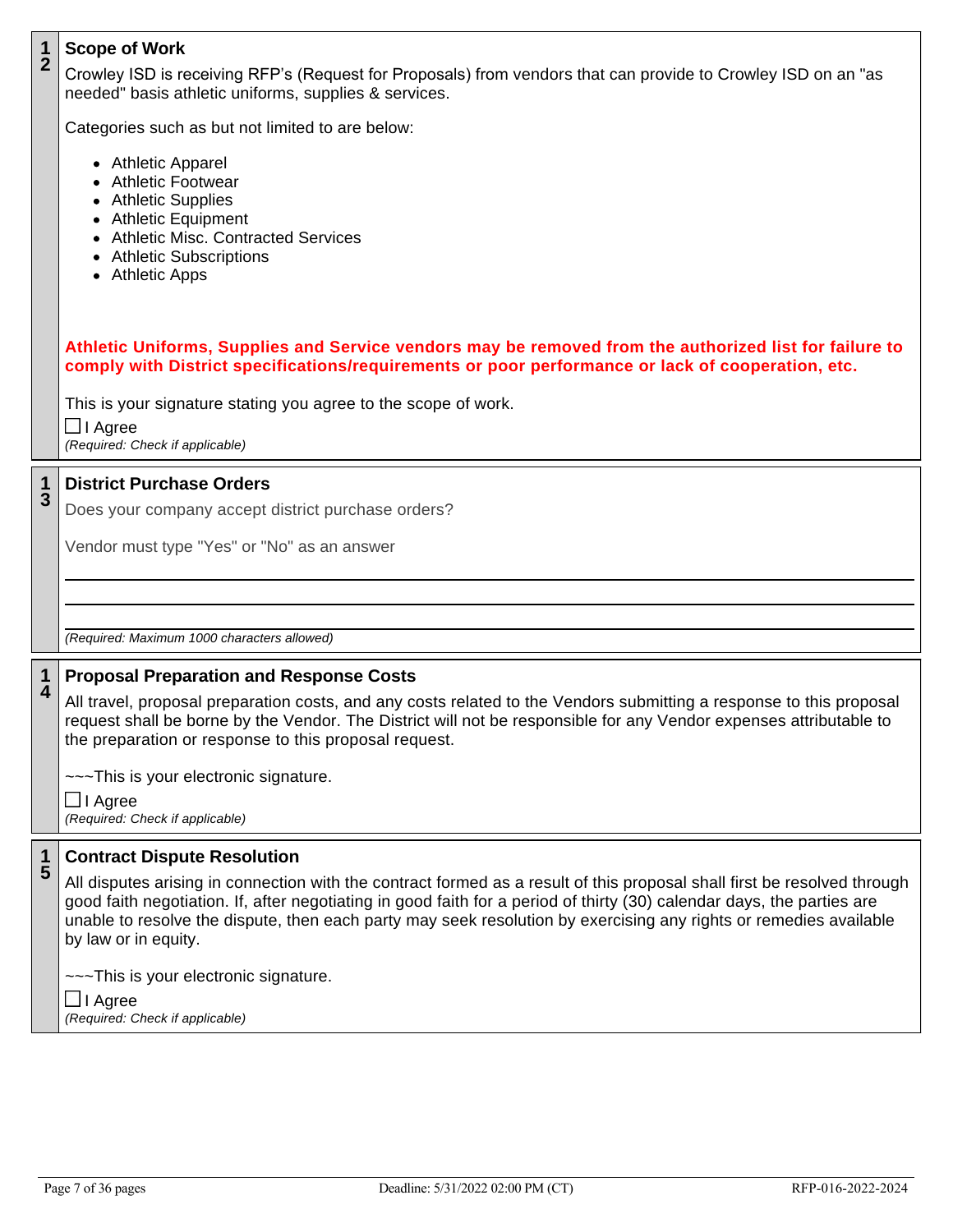## 12 Scope of Work

Crowley ISD is receiving RFP's (Request for Proposals) from vendors that can provide to Crowley ISD on an "as needed" basis athletic uniforms, supplies & services.

Categories such as but not limited to are below:

- Athletic Apparel
- Athletic Footwear
- Athletic Supplies
- Athletic Equipment
- Athletic Misc. Contracted Services
- Athletic Subscriptions
- Athletic Apps

**Athletic Uniforms, Supplies and Service vendors may be removed from the authorized list for failure to comply with District specifications/requirements or poor performance or lack of cooperation, etc.**

This is your signature stating you agree to the scope of work.

☐ I Agree

*(Required: Check if applicable)*

## 13 District Purchase Orders

Does your company accept district purchase orders?

Vendor must type "Yes" or "No" as an answer

\_\_\_\_\_\_\_\_\_\_\_\_\_\_\_\_\_\_\_\_\_\_\_\_\_\_\_\_\_\_\_\_\_\_\_\_\_\_\_\_

\_\_\_\_\_\_\_\_\_\_\_\_\_\_\_\_\_\_\_\_\_\_\_\_\_\_\_\_\_\_\_\_\_\_\_\_\_\_\_\_

\_\_\_\_\_\_\_\_\_\_\_\_\_\_\_\_\_\_\_\_\_\_\_\_\_\_\_\_\_\_\_\_\_\_\_\_\_\_\_\_

*(Required: Maximum 1000 characters allowed)*

## 14 Proposal Preparation and Response Costs

All travel, proposal preparation costs, and any costs related to the Vendors submitting a response to this proposal request shall be borne by the Vendor. The District will not be responsible for any Vendor expenses attributable to the preparation or response to this proposal request.

~~~This is your electronic signature.

☐ I Agree

*(Required: Check if applicable)*

## 15 Contract Dispute Resolution

All disputes arising in connection with the contract formed as a result of this proposal shall first be resolved through good faith negotiation. If, after negotiating in good faith for a period of thirty (30) calendar days, the parties are unable to resolve the dispute, then each party may seek resolution by exercising any rights or remedies available by law or in equity.

~~~This is your electronic signature.

☐ I Agree

*(Required: Check if applicable)*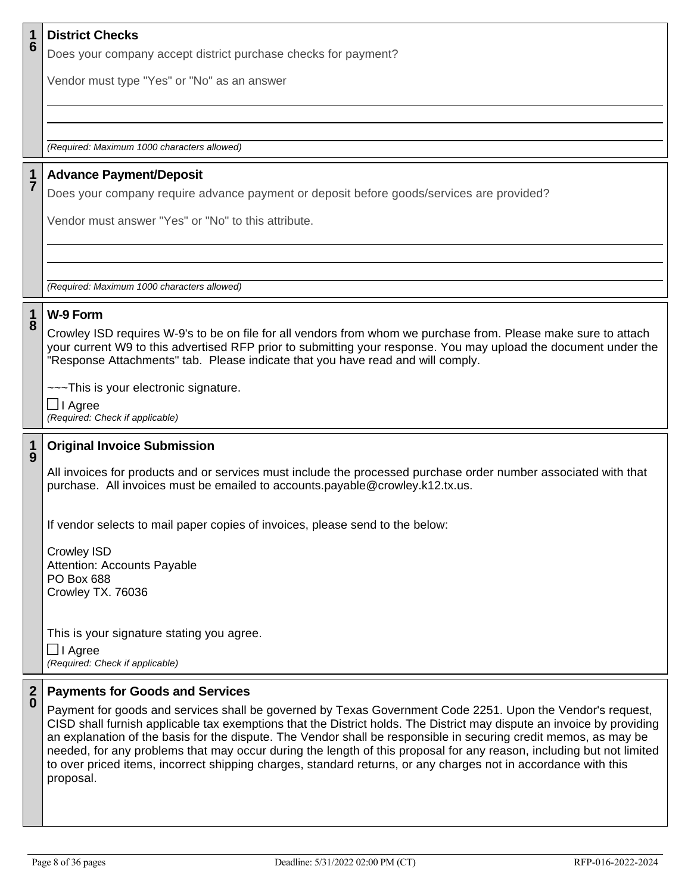## 16 District Checks

Does your company accept district purchase checks for payment?

Vendor must type "Yes" or "No" as an answer

*(Required: Maximum 1000 characters allowed)*

## 17 Advance Payment/Deposit

Does your company require advance payment or deposit before goods/services are provided?

Vendor must answer "Yes" or "No" to this attribute.

*(Required: Maximum 1000 characters allowed)*

## 18 W-9 Form

Crowley ISD requires W-9's to be on file for all vendors from whom we purchase from. Please make sure to attach your current W9 to this advertised RFP prior to submitting your response. You may upload the document under the "Response Attachments" tab. Please indicate that you have read and will comply.

~~~This is your electronic signature.

☐ I Agree
*(Required: Check if applicable)*

## 19 Original Invoice Submission

All invoices for products and or services must include the processed purchase order number associated with that purchase. All invoices must be emailed to accounts.payable@crowley.k12.tx.us.

If vendor selects to mail paper copies of invoices, please send to the below:

Crowley ISD
Attention: Accounts Payable
PO Box 688
Crowley TX. 76036

This is your signature stating you agree.

☐ I Agree
*(Required: Check if applicable)*

## 20 Payments for Goods and Services

Payment for goods and services shall be governed by Texas Government Code 2251. Upon the Vendor's request, CISD shall furnish applicable tax exemptions that the District holds. The District may dispute an invoice by providing an explanation of the basis for the dispute. The Vendor shall be responsible in securing credit memos, as may be needed, for any problems that may occur during the length of this proposal for any reason, including but not limited to over priced items, incorrect shipping charges, standard returns, or any charges not in accordance with this proposal.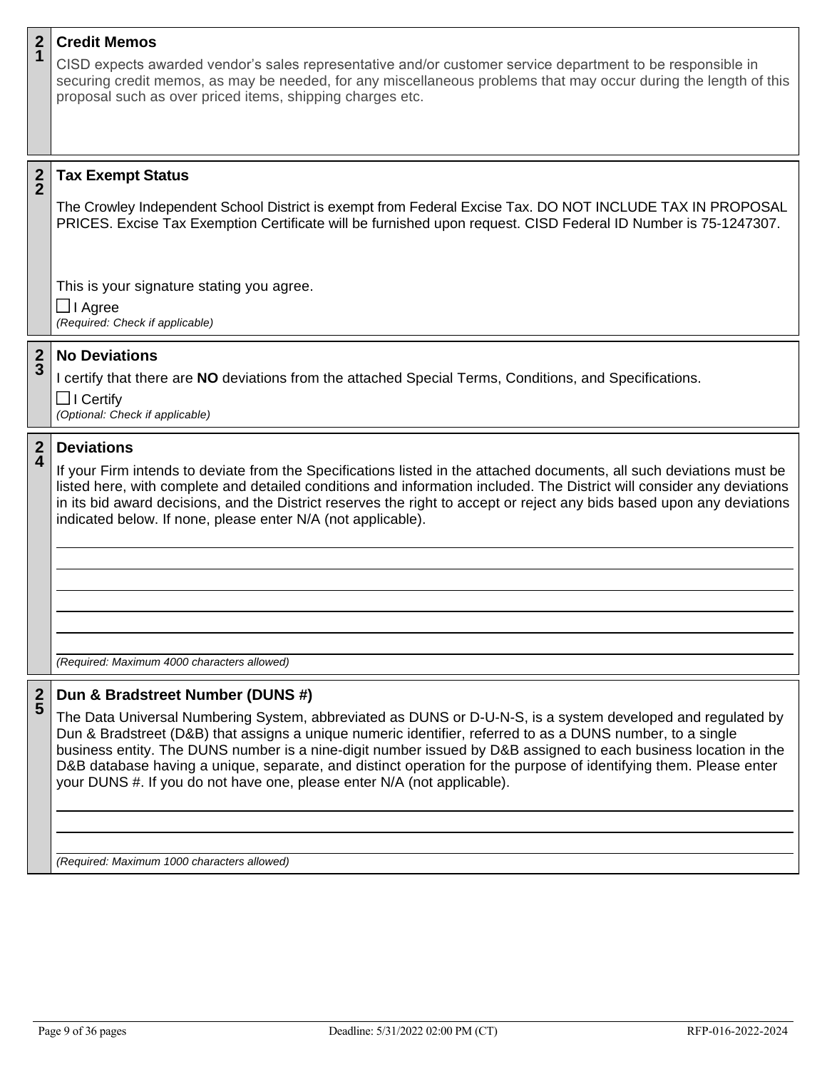## 21 Credit Memos

CISD expects awarded vendor's sales representative and/or customer service department to be responsible in securing credit memos, as may be needed, for any miscellaneous problems that may occur during the length of this proposal such as over priced items, shipping charges etc.

## 22 Tax Exempt Status

The Crowley Independent School District is exempt from Federal Excise Tax. DO NOT INCLUDE TAX IN PROPOSAL PRICES. Excise Tax Exemption Certificate will be furnished upon request. CISD Federal ID Number is 75-1247307.

This is your signature stating you agree.

☐ I Agree
*(Required: Check if applicable)*

## 23 No Deviations

I certify that there are **NO** deviations from the attached Special Terms, Conditions, and Specifications.

☐ I Certify
*(Optional: Check if applicable)*

## 24 Deviations

If your Firm intends to deviate from the Specifications listed in the attached documents, all such deviations must be listed here, with complete and detailed conditions and information included. The District will consider any deviations in its bid award decisions, and the District reserves the right to accept or reject any bids based upon any deviations indicated below. If none, please enter N/A (not applicable).

______________________________________________

______________________________________________

______________________________________________

______________________________________________

______________________________________________

______________________________________________

*(Required: Maximum 4000 characters allowed)*

## 25 Dun & Bradstreet Number (DUNS #)

The Data Universal Numbering System, abbreviated as DUNS or D-U-N-S, is a system developed and regulated by Dun & Bradstreet (D&B) that assigns a unique numeric identifier, referred to as a DUNS number, to a single business entity. The DUNS number is a nine-digit number issued by D&B assigned to each business location in the D&B database having a unique, separate, and distinct operation for the purpose of identifying them. Please enter your DUNS #. If you do not have one, please enter N/A (not applicable).

______________________________________________

______________________________________________

______________________________________________

*(Required: Maximum 1000 characters allowed)*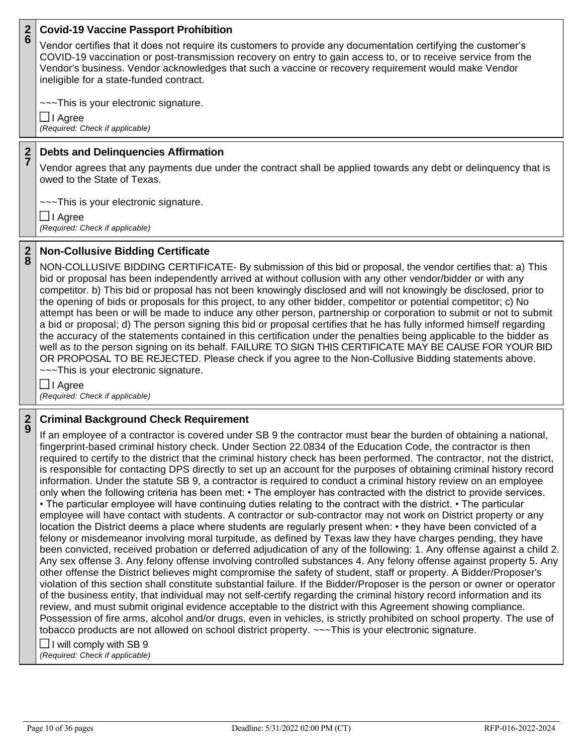## 26 Covid-19 Vaccine Passport Prohibition

Vendor certifies that it does not require its customers to provide any documentation certifying the customer's COVID-19 vaccination or post-transmission recovery on entry to gain access to, or to receive service from the Vendor's business. Vendor acknowledges that such a vaccine or recovery requirement would make Vendor ineligible for a state-funded contract.

~~~This is your electronic signature.

☐ I Agree
*(Required: Check if applicable)*

## 27 Debts and Delinquencies Affirmation

Vendor agrees that any payments due under the contract shall be applied towards any debt or delinquency that is owed to the State of Texas.

~~~This is your electronic signature.

☐ I Agree
*(Required: Check if applicable)*

## 28 Non-Collusive Bidding Certificate

NON-COLLUSIVE BIDDING CERTIFICATE- By submission of this bid or proposal, the vendor certifies that: a) This bid or proposal has been independently arrived at without collusion with any other vendor/bidder or with any competitor. b) This bid or proposal has not been knowingly disclosed and will not knowingly be disclosed, prior to the opening of bids or proposals for this project, to any other bidder, competitor or potential competitor; c) No attempt has been or will be made to induce any other person, partnership or corporation to submit or not to submit a bid or proposal; d) The person signing this bid or proposal certifies that he has fully informed himself regarding the accuracy of the statements contained in this certification under the penalties being applicable to the bidder as well as to the person signing on its behalf. FAILURE TO SIGN THIS CERTIFICATE MAY BE CAUSE FOR YOUR BID OR PROPOSAL TO BE REJECTED. Please check if you agree to the Non-Collusive Bidding statements above.
~~~This is your electronic signature.

☐ I Agree
*(Required: Check if applicable)*

## 29 Criminal Background Check Requirement

If an employee of a contractor is covered under SB 9 the contractor must bear the burden of obtaining a national, fingerprint-based criminal history check. Under Section 22.0834 of the Education Code, the contractor is then required to certify to the district that the criminal history check has been performed. The contractor, not the district, is responsible for contacting DPS directly to set up an account for the purposes of obtaining criminal history record information. Under the statute SB 9, a contractor is required to conduct a criminal history review on an employee only when the following criteria has been met: • The employer has contracted with the district to provide services. • The particular employee will have continuing duties relating to the contract with the district. • The particular employee will have contact with students. A contractor or sub-contractor may not work on District property or any location the District deems a place where students are regularly present when: • they have been convicted of a felony or misdemeanor involving moral turpitude, as defined by Texas law they have charges pending, they have been convicted, received probation or deferred adjudication of any of the following: 1. Any offense against a child 2. Any sex offense 3. Any felony offense involving controlled substances 4. Any felony offense against property 5. Any other offense the District believes might compromise the safety of student, staff or property. A Bidder/Proposer's violation of this section shall constitute substantial failure. If the Bidder/Proposer is the person or owner or operator of the business entity, that individual may not self-certify regarding the criminal history record information and its review, and must submit original evidence acceptable to the district with this Agreement showing compliance. Possession of fire arms, alcohol and/or drugs, even in vehicles, is strictly prohibited on school property. The use of tobacco products are not allowed on school district property. ~~~This is your electronic signature.

☐ I will comply with SB 9
*(Required: Check if applicable)*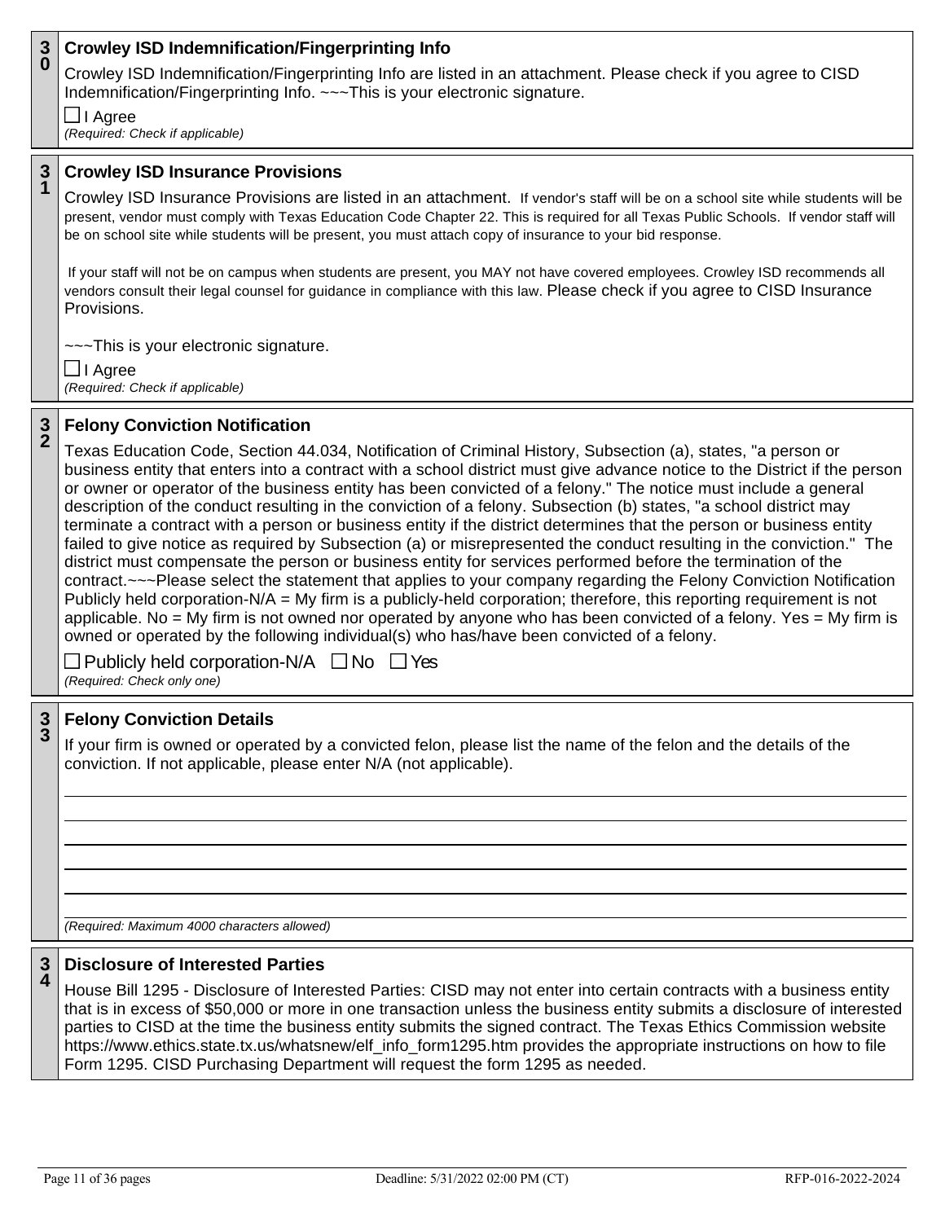**30** **Crowley ISD Indemnification/Fingerprinting Info**

Crowley ISD Indemnification/Fingerprinting Info are listed in an attachment. Please check if you agree to CISD Indemnification/Fingerprinting Info. ~~~This is your electronic signature.

☐ I Agree
*(Required: Check if applicable)*

**31** **Crowley ISD Insurance Provisions**

Crowley ISD Insurance Provisions are listed in an attachment. If vendor's staff will be on a school site while students will be present, vendor must comply with Texas Education Code Chapter 22. This is required for all Texas Public Schools. If vendor staff will be on school site while students will be present, you must attach copy of insurance to your bid response.

If your staff will not be on campus when students are present, you MAY not have covered employees. Crowley ISD recommends all vendors consult their legal counsel for guidance in compliance with this law. Please check if you agree to CISD Insurance Provisions.

~~~This is your electronic signature.

☐ I Agree
*(Required: Check if applicable)*

**32** **Felony Conviction Notification**

Texas Education Code, Section 44.034, Notification of Criminal History, Subsection (a), states, "a person or business entity that enters into a contract with a school district must give advance notice to the District if the person or owner or operator of the business entity has been convicted of a felony." The notice must include a general description of the conduct resulting in the conviction of a felony. Subsection (b) states, "a school district may terminate a contract with a person or business entity if the district determines that the person or business entity failed to give notice as required by Subsection (a) or misrepresented the conduct resulting in the conviction." The district must compensate the person or business entity for services performed before the termination of the contract.~~~Please select the statement that applies to your company regarding the Felony Conviction Notification Publicly held corporation-N/A = My firm is a publicly-held corporation; therefore, this reporting requirement is not applicable. No = My firm is not owned nor operated by anyone who has been convicted of a felony. Yes = My firm is owned or operated by the following individual(s) who has/have been convicted of a felony.

☐ Publicly held corporation-N/A ☐ No ☐ Yes
*(Required: Check only one)*

**33** **Felony Conviction Details**

If your firm is owned or operated by a convicted felon, please list the name of the felon and the details of the conviction. If not applicable, please enter N/A (not applicable).

\_\_\_\_\_\_\_\_\_\_\_\_\_\_\_\_\_\_\_\_\_\_\_\_\_\_\_\_\_\_\_\_\_\_\_\_\_\_\_\_

\_\_\_\_\_\_\_\_\_\_\_\_\_\_\_\_\_\_\_\_\_\_\_\_\_\_\_\_\_\_\_\_\_\_\_\_\_\_\_\_

\_\_\_\_\_\_\_\_\_\_\_\_\_\_\_\_\_\_\_\_\_\_\_\_\_\_\_\_\_\_\_\_\_\_\_\_\_\_\_\_

\_\_\_\_\_\_\_\_\_\_\_\_\_\_\_\_\_\_\_\_\_\_\_\_\_\_\_\_\_\_\_\_\_\_\_\_\_\_\_\_

\_\_\_\_\_\_\_\_\_\_\_\_\_\_\_\_\_\_\_\_\_\_\_\_\_\_\_\_\_\_\_\_\_\_\_\_\_\_\_\_

\_\_\_\_\_\_\_\_\_\_\_\_\_\_\_\_\_\_\_\_\_\_\_\_\_\_\_\_\_\_\_\_\_\_\_\_\_\_\_\_

*(Required: Maximum 4000 characters allowed)*

**34** **Disclosure of Interested Parties**

House Bill 1295 - Disclosure of Interested Parties: CISD may not enter into certain contracts with a business entity that is in excess of $50,000 or more in one transaction unless the business entity submits a disclosure of interested parties to CISD at the time the business entity submits the signed contract. The Texas Ethics Commission website https://www.ethics.state.tx.us/whatsnew/elf_info_form1295.htm provides the appropriate instructions on how to file Form 1295. CISD Purchasing Department will request the form 1295 as needed.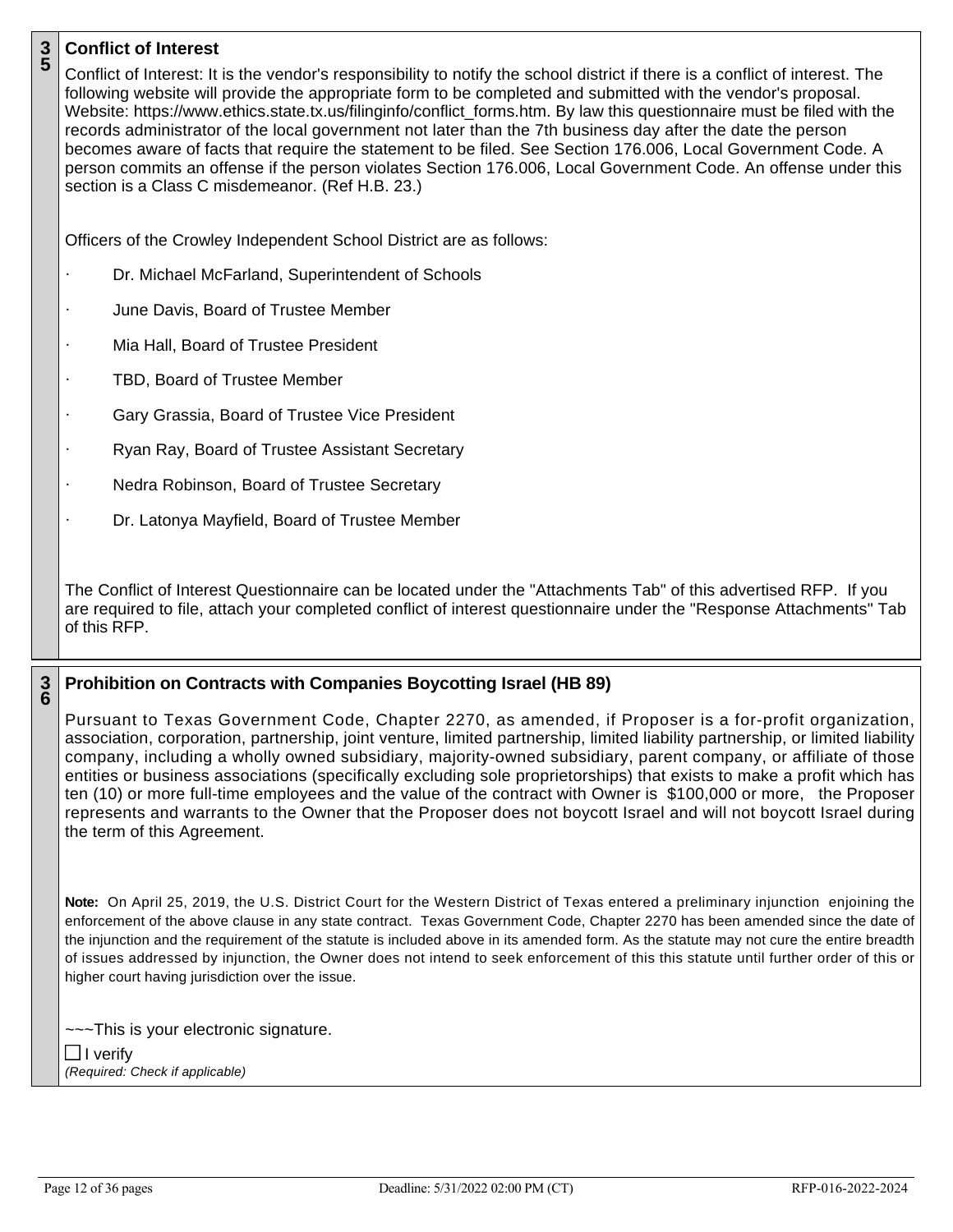## 35 Conflict of Interest

Conflict of Interest: It is the vendor's responsibility to notify the school district if there is a conflict of interest. The following website will provide the appropriate form to be completed and submitted with the vendor's proposal. Website: https://www.ethics.state.tx.us/filinginfo/conflict_forms.htm. By law this questionnaire must be filed with the records administrator of the local government not later than the 7th business day after the date the person becomes aware of facts that require the statement to be filed. See Section 176.006, Local Government Code. A person commits an offense if the person violates Section 176.006, Local Government Code. An offense under this section is a Class C misdemeanor. (Ref H.B. 23.)

Officers of the Crowley Independent School District are as follows:

- Dr. Michael McFarland, Superintendent of Schools
- June Davis, Board of Trustee Member
- Mia Hall, Board of Trustee President
- TBD, Board of Trustee Member
- Gary Grassia, Board of Trustee Vice President
- Ryan Ray, Board of Trustee Assistant Secretary
- Nedra Robinson, Board of Trustee Secretary
- Dr. Latonya Mayfield, Board of Trustee Member

The Conflict of Interest Questionnaire can be located under the "Attachments Tab" of this advertised RFP. If you are required to file, attach your completed conflict of interest questionnaire under the "Response Attachments" Tab of this RFP.

## 36 Prohibition on Contracts with Companies Boycotting Israel (HB 89)

Pursuant to Texas Government Code, Chapter 2270, as amended, if Proposer is a for-profit organization, association, corporation, partnership, joint venture, limited partnership, limited liability partnership, or limited liability company, including a wholly owned subsidiary, majority-owned subsidiary, parent company, or affiliate of those entities or business associations (specifically excluding sole proprietorships) that exists to make a profit which has ten (10) or more full-time employees and the value of the contract with Owner is $100,000 or more, the Proposer represents and warrants to the Owner that the Proposer does not boycott Israel and will not boycott Israel during the term of this Agreement.

**Note:** On April 25, 2019, the U.S. District Court for the Western District of Texas entered a preliminary injunction enjoining the enforcement of the above clause in any state contract. Texas Government Code, Chapter 2270 has been amended since the date of the injunction and the requirement of the statute is included above in its amended form. As the statute may not cure the entire breadth of issues addressed by injunction, the Owner does not intend to seek enforcement of this this statute until further order of this or higher court having jurisdiction over the issue.

~~~This is your electronic signature.

☐ I verify
*(Required: Check if applicable)*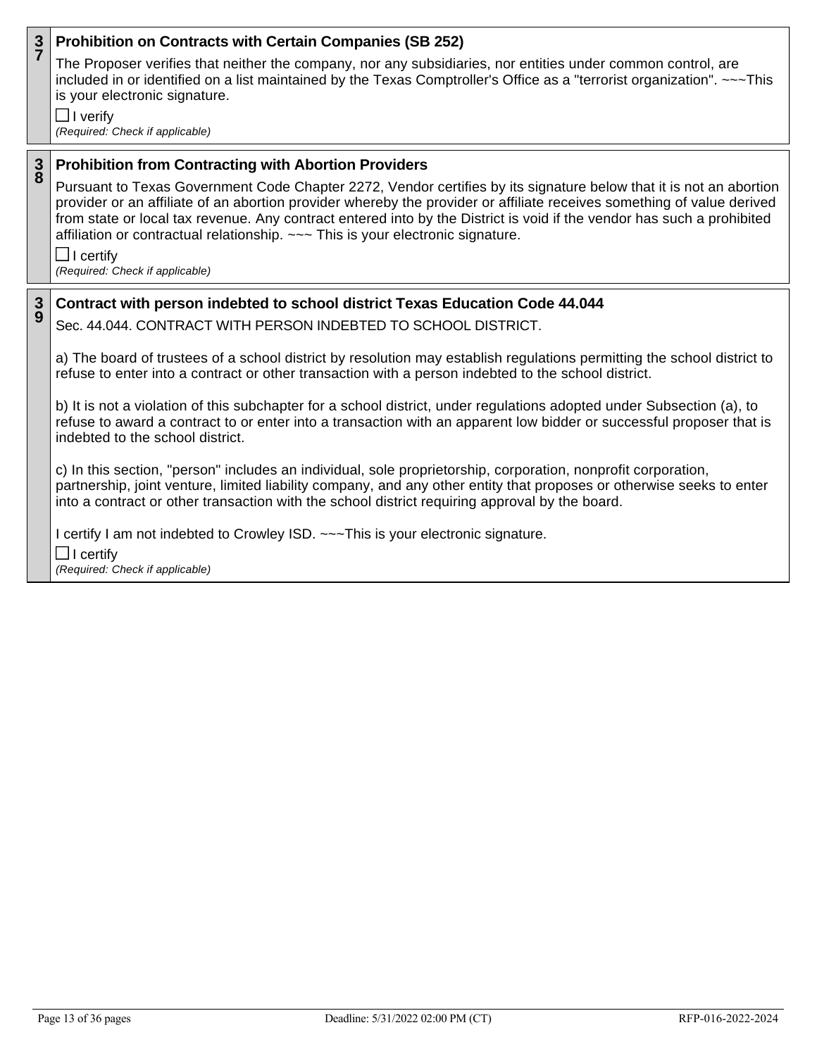## 37 Prohibition on Contracts with Certain Companies (SB 252)

The Proposer verifies that neither the company, nor any subsidiaries, nor entities under common control, are included in or identified on a list maintained by the Texas Comptroller's Office as a "terrorist organization". ~~~This is your electronic signature.

☐ I verify
*(Required: Check if applicable)*

## 38 Prohibition from Contracting with Abortion Providers

Pursuant to Texas Government Code Chapter 2272, Vendor certifies by its signature below that it is not an abortion provider or an affiliate of an abortion provider whereby the provider or affiliate receives something of value derived from state or local tax revenue. Any contract entered into by the District is void if the vendor has such a prohibited affiliation or contractual relationship. ~~~ This is your electronic signature.

☐ I certify
*(Required: Check if applicable)*

## 39 Contract with person indebted to school district Texas Education Code 44.044

Sec. 44.044. CONTRACT WITH PERSON INDEBTED TO SCHOOL DISTRICT.

a) The board of trustees of a school district by resolution may establish regulations permitting the school district to refuse to enter into a contract or other transaction with a person indebted to the school district.

b) It is not a violation of this subchapter for a school district, under regulations adopted under Subsection (a), to refuse to award a contract to or enter into a transaction with an apparent low bidder or successful proposer that is indebted to the school district.

c) In this section, "person" includes an individual, sole proprietorship, corporation, nonprofit corporation, partnership, joint venture, limited liability company, and any other entity that proposes or otherwise seeks to enter into a contract or other transaction with the school district requiring approval by the board.

I certify I am not indebted to Crowley ISD. ~~~This is your electronic signature.

☐ I certify
*(Required: Check if applicable)*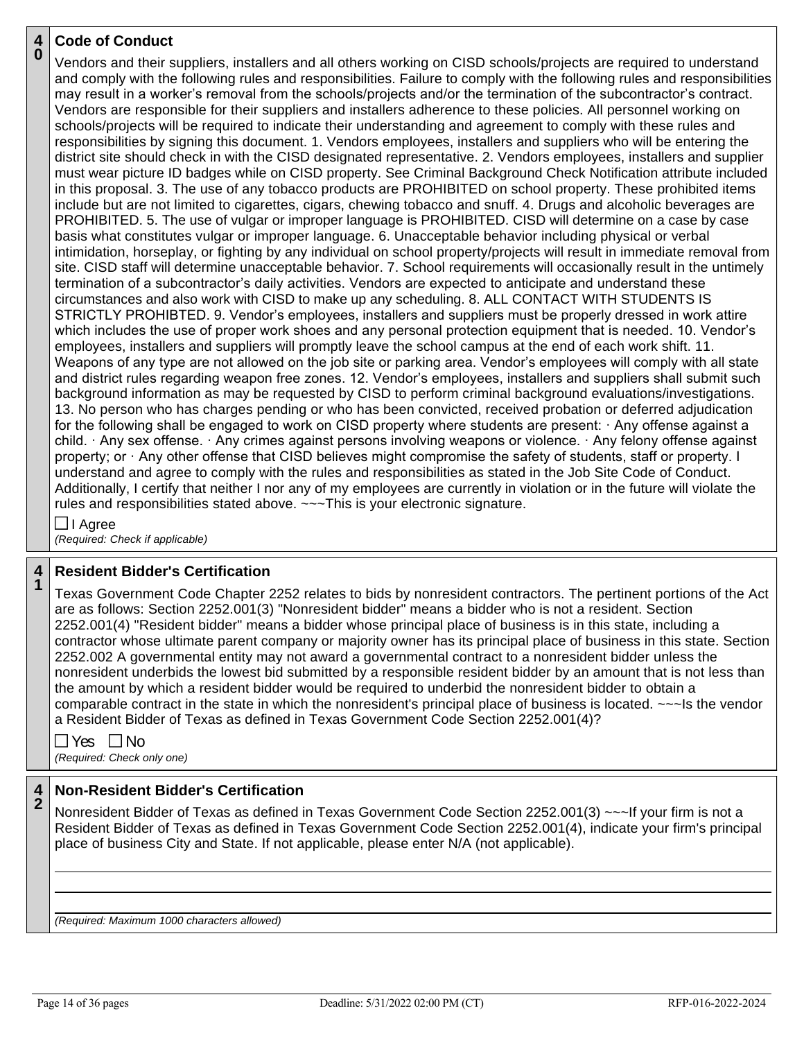## 40 Code of Conduct

Vendors and their suppliers, installers and all others working on CISD schools/projects are required to understand and comply with the following rules and responsibilities. Failure to comply with the following rules and responsibilities may result in a worker's removal from the schools/projects and/or the termination of the subcontractor's contract. Vendors are responsible for their suppliers and installers adherence to these policies. All personnel working on schools/projects will be required to indicate their understanding and agreement to comply with these rules and responsibilities by signing this document. 1. Vendors employees, installers and suppliers who will be entering the district site should check in with the CISD designated representative. 2. Vendors employees, installers and supplier must wear picture ID badges while on CISD property. See Criminal Background Check Notification attribute included in this proposal. 3. The use of any tobacco products are PROHIBITED on school property. These prohibited items include but are not limited to cigarettes, cigars, chewing tobacco and snuff. 4. Drugs and alcoholic beverages are PROHIBITED. 5. The use of vulgar or improper language is PROHIBITED. CISD will determine on a case by case basis what constitutes vulgar or improper language. 6. Unacceptable behavior including physical or verbal intimidation, horseplay, or fighting by any individual on school property/projects will result in immediate removal from site. CISD staff will determine unacceptable behavior. 7. School requirements will occasionally result in the untimely termination of a subcontractor's daily activities. Vendors are expected to anticipate and understand these circumstances and also work with CISD to make up any scheduling. 8. ALL CONTACT WITH STUDENTS IS STRICTLY PROHIBTED. 9. Vendor's employees, installers and suppliers must be properly dressed in work attire which includes the use of proper work shoes and any personal protection equipment that is needed. 10. Vendor's employees, installers and suppliers will promptly leave the school campus at the end of each work shift. 11. Weapons of any type are not allowed on the job site or parking area. Vendor's employees will comply with all state and district rules regarding weapon free zones. 12. Vendor's employees, installers and suppliers shall submit such background information as may be requested by CISD to perform criminal background evaluations/investigations. 13. No person who has charges pending or who has been convicted, received probation or deferred adjudication for the following shall be engaged to work on CISD property where students are present: · Any offense against a child. · Any sex offense. · Any crimes against persons involving weapons or violence. · Any felony offense against property; or · Any other offense that CISD believes might compromise the safety of students, staff or property. I understand and agree to comply with the rules and responsibilities as stated in the Job Site Code of Conduct. Additionally, I certify that neither I nor any of my employees are currently in violation or in the future will violate the rules and responsibilities stated above. ~~~This is your electronic signature.

☐ I Agree

*(Required: Check if applicable)*

## 41 Resident Bidder's Certification

Texas Government Code Chapter 2252 relates to bids by nonresident contractors. The pertinent portions of the Act are as follows: Section 2252.001(3) "Nonresident bidder" means a bidder who is not a resident. Section 2252.001(4) "Resident bidder" means a bidder whose principal place of business is in this state, including a contractor whose ultimate parent company or majority owner has its principal place of business in this state. Section 2252.002 A governmental entity may not award a governmental contract to a nonresident bidder unless the nonresident underbids the lowest bid submitted by a responsible resident bidder by an amount that is not less than the amount by which a resident bidder would be required to underbid the nonresident bidder to obtain a comparable contract in the state in which the nonresident's principal place of business is located. ~~~Is the vendor a Resident Bidder of Texas as defined in Texas Government Code Section 2252.001(4)?

☐ Yes ☐ No

*(Required: Check only one)*

## 42 Non-Resident Bidder's Certification

Nonresident Bidder of Texas as defined in Texas Government Code Section 2252.001(3) ~~~If your firm is not a Resident Bidder of Texas as defined in Texas Government Code Section 2252.001(4), indicate your firm's principal place of business City and State. If not applicable, please enter N/A (not applicable).

______________________________

______________________________

______________________________

*(Required: Maximum 1000 characters allowed)*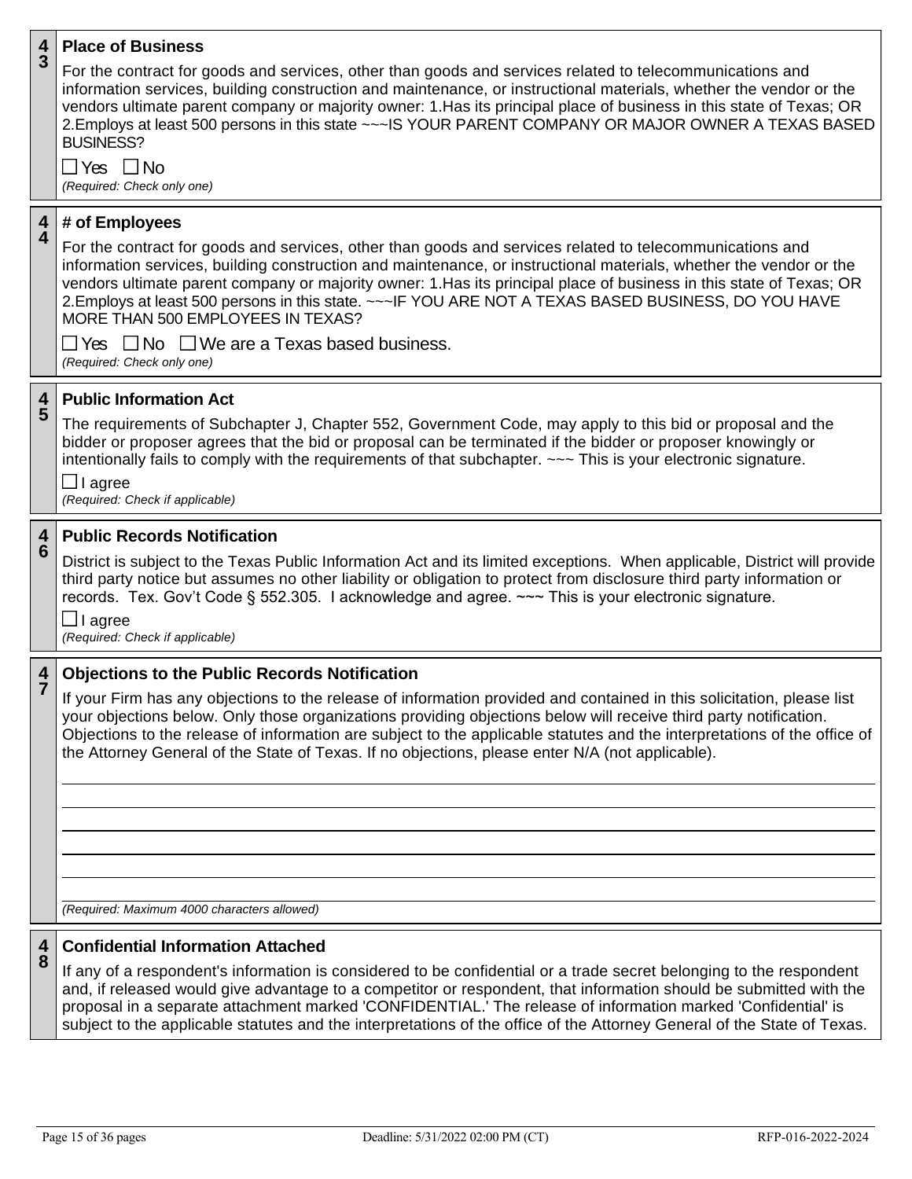## 43 Place of Business

For the contract for goods and services, other than goods and services related to telecommunications and information services, building construction and maintenance, or instructional materials, whether the vendor or the vendors ultimate parent company or majority owner: 1.Has its principal place of business in this state of Texas; OR 2.Employs at least 500 persons in this state ~~~IS YOUR PARENT COMPANY OR MAJOR OWNER A TEXAS BASED BUSINESS?

☐ Yes ☐ No

*(Required: Check only one)*

## 44 # of Employees

For the contract for goods and services, other than goods and services related to telecommunications and information services, building construction and maintenance, or instructional materials, whether the vendor or the vendors ultimate parent company or majority owner: 1.Has its principal place of business in this state of Texas; OR 2.Employs at least 500 persons in this state. ~~~IF YOU ARE NOT A TEXAS BASED BUSINESS, DO YOU HAVE MORE THAN 500 EMPLOYEES IN TEXAS?

☐ Yes ☐ No ☐ We are a Texas based business.

*(Required: Check only one)*

## 45 Public Information Act

The requirements of Subchapter J, Chapter 552, Government Code, may apply to this bid or proposal and the bidder or proposer agrees that the bid or proposal can be terminated if the bidder or proposer knowingly or intentionally fails to comply with the requirements of that subchapter. ~~~ This is your electronic signature.

☐ I agree

*(Required: Check if applicable)*

## 46 Public Records Notification

District is subject to the Texas Public Information Act and its limited exceptions. When applicable, District will provide third party notice but assumes no other liability or obligation to protect from disclosure third party information or records. Tex. Gov't Code § 552.305. I acknowledge and agree. ~~~ This is your electronic signature.

☐ I agree

*(Required: Check if applicable)*

## 47 Objections to the Public Records Notification

If your Firm has any objections to the release of information provided and contained in this solicitation, please list your objections below. Only those organizations providing objections below will receive third party notification. Objections to the release of information are subject to the applicable statutes and the interpretations of the office of the Attorney General of the State of Texas. If no objections, please enter N/A (not applicable).

______________________________________________

______________________________________________

______________________________________________

______________________________________________

______________________________________________

______________________________________________

*(Required: Maximum 4000 characters allowed)*

## 48 Confidential Information Attached

If any of a respondent's information is considered to be confidential or a trade secret belonging to the respondent and, if released would give advantage to a competitor or respondent, that information should be submitted with the proposal in a separate attachment marked 'CONFIDENTIAL.' The release of information marked 'Confidential' is subject to the applicable statutes and the interpretations of the office of the Attorney General of the State of Texas.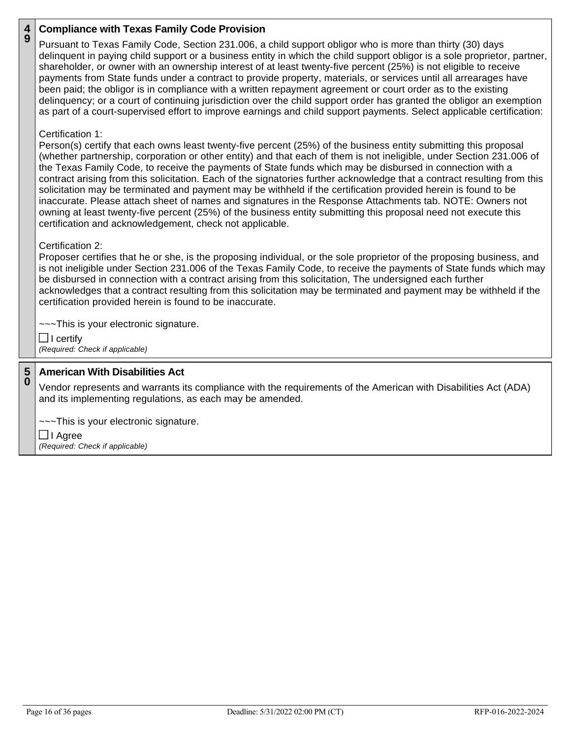## 49 Compliance with Texas Family Code Provision

Pursuant to Texas Family Code, Section 231.006, a child support obligor who is more than thirty (30) days delinquent in paying child support or a business entity in which the child support obligor is a sole proprietor, partner, shareholder, or owner with an ownership interest of at least twenty-five percent (25%) is not eligible to receive payments from State funds under a contract to provide property, materials, or services until all arrearages have been paid; the obligor is in compliance with a written repayment agreement or court order as to the existing delinquency; or a court of continuing jurisdiction over the child support order has granted the obligor an exemption as part of a court-supervised effort to improve earnings and child support payments. Select applicable certification:

Certification 1:
Person(s) certify that each owns least twenty-five percent (25%) of the business entity submitting this proposal (whether partnership, corporation or other entity) and that each of them is not ineligible, under Section 231.006 of the Texas Family Code, to receive the payments of State funds which may be disbursed in connection with a contract arising from this solicitation. Each of the signatories further acknowledge that a contract resulting from this solicitation may be terminated and payment may be withheld if the certification provided herein is found to be inaccurate. Please attach sheet of names and signatures in the Response Attachments tab. NOTE: Owners not owning at least twenty-five percent (25%) of the business entity submitting this proposal need not execute this certification and acknowledgement, check not applicable.

Certification 2:
Proposer certifies that he or she, is the proposing individual, or the sole proprietor of the proposing business, and is not ineligible under Section 231.006 of the Texas Family Code, to receive the payments of State funds which may be disbursed in connection with a contract arising from this solicitation, The undersigned each further acknowledges that a contract resulting from this solicitation may be terminated and payment may be withheld if the certification provided herein is found to be inaccurate.

~~~This is your electronic signature.

☐ I certify
*(Required: Check if applicable)*

## 50 American With Disabilities Act

Vendor represents and warrants its compliance with the requirements of the American with Disabilities Act (ADA) and its implementing regulations, as each may be amended.

~~~This is your electronic signature.

☐ I Agree
*(Required: Check if applicable)*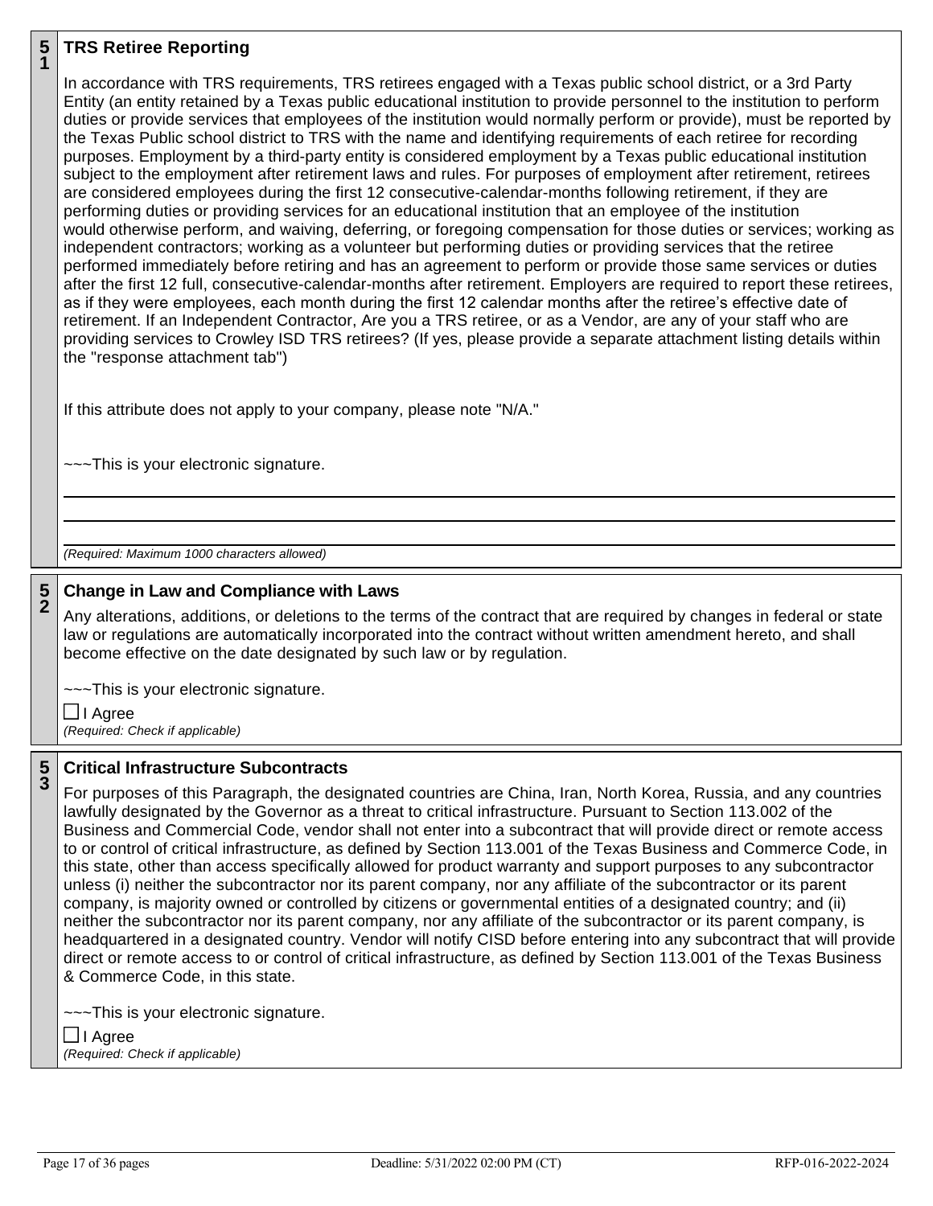## 51 TRS Retiree Reporting

In accordance with TRS requirements, TRS retirees engaged with a Texas public school district, or a 3rd Party Entity (an entity retained by a Texas public educational institution to provide personnel to the institution to perform duties or provide services that employees of the institution would normally perform or provide), must be reported by the Texas Public school district to TRS with the name and identifying requirements of each retiree for recording purposes. Employment by a third-party entity is considered employment by a Texas public educational institution subject to the employment after retirement laws and rules. For purposes of employment after retirement, retirees are considered employees during the first 12 consecutive-calendar-months following retirement, if they are performing duties or providing services for an educational institution that an employee of the institution would otherwise perform, and waiving, deferring, or foregoing compensation for those duties or services; working as independent contractors; working as a volunteer but performing duties or providing services that the retiree performed immediately before retiring and has an agreement to perform or provide those same services or duties after the first 12 full, consecutive-calendar-months after retirement. Employers are required to report these retirees, as if they were employees, each month during the first 12 calendar months after the retiree's effective date of retirement. If an Independent Contractor, Are you a TRS retiree, or as a Vendor, are any of your staff who are providing services to Crowley ISD TRS retirees? (If yes, please provide a separate attachment listing details within the "response attachment tab")

If this attribute does not apply to your company, please note "N/A."

~~~This is your electronic signature.

\_\_\_\_\_\_\_\_\_\_\_\_\_\_\_\_\_\_\_\_\_\_\_\_\_\_\_\_\_\_\_\_\_\_\_\_\_\_\_\_

\_\_\_\_\_\_\_\_\_\_\_\_\_\_\_\_\_\_\_\_\_\_\_\_\_\_\_\_\_\_\_\_\_\_\_\_\_\_\_\_

\_\_\_\_\_\_\_\_\_\_\_\_\_\_\_\_\_\_\_\_\_\_\_\_\_\_\_\_\_\_\_\_\_\_\_\_\_\_\_\_

*(Required: Maximum 1000 characters allowed)*

## 52 Change in Law and Compliance with Laws

Any alterations, additions, or deletions to the terms of the contract that are required by changes in federal or state law or regulations are automatically incorporated into the contract without written amendment hereto, and shall become effective on the date designated by such law or by regulation.

~~~This is your electronic signature.

☐ I Agree
*(Required: Check if applicable)*

## 53 Critical Infrastructure Subcontracts

For purposes of this Paragraph, the designated countries are China, Iran, North Korea, Russia, and any countries lawfully designated by the Governor as a threat to critical infrastructure. Pursuant to Section 113.002 of the Business and Commercial Code, vendor shall not enter into a subcontract that will provide direct or remote access to or control of critical infrastructure, as defined by Section 113.001 of the Texas Business and Commerce Code, in this state, other than access specifically allowed for product warranty and support purposes to any subcontractor unless (i) neither the subcontractor nor its parent company, nor any affiliate of the subcontractor or its parent company, is majority owned or controlled by citizens or governmental entities of a designated country; and (ii) neither the subcontractor nor its parent company, nor any affiliate of the subcontractor or its parent company, is headquartered in a designated country. Vendor will notify CISD before entering into any subcontract that will provide direct or remote access to or control of critical infrastructure, as defined by Section 113.001 of the Texas Business & Commerce Code, in this state.

~~~This is your electronic signature.

☐ I Agree
*(Required: Check if applicable)*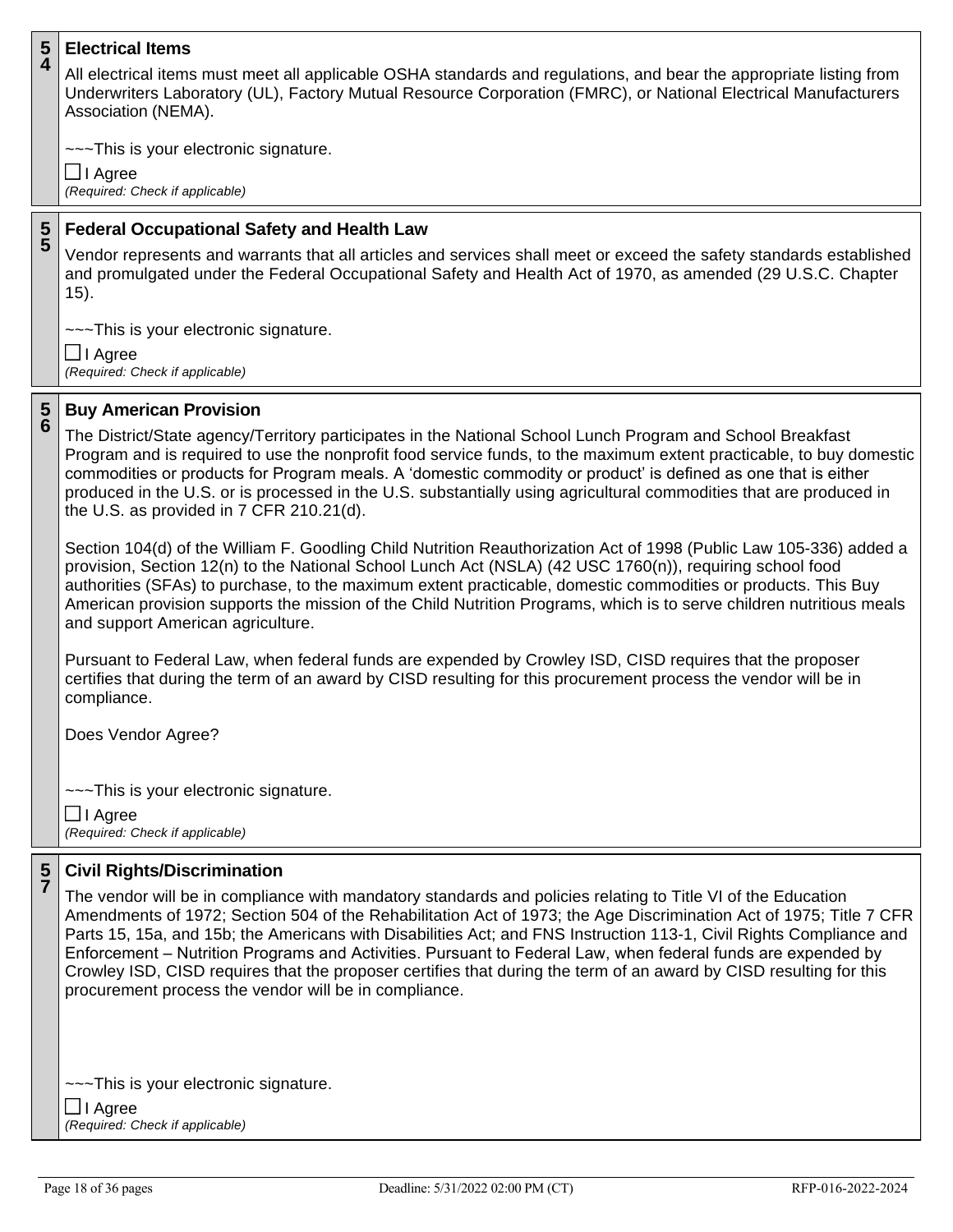**54** **Electrical Items**

All electrical items must meet all applicable OSHA standards and regulations, and bear the appropriate listing from Underwriters Laboratory (UL), Factory Mutual Resource Corporation (FMRC), or National Electrical Manufacturers Association (NEMA).

~~~This is your electronic signature.

☐ I Agree
*(Required: Check if applicable)*

**55** **Federal Occupational Safety and Health Law**

Vendor represents and warrants that all articles and services shall meet or exceed the safety standards established and promulgated under the Federal Occupational Safety and Health Act of 1970, as amended (29 U.S.C. Chapter 15).

~~~This is your electronic signature.

☐ I Agree
*(Required: Check if applicable)*

**56** **Buy American Provision**

The District/State agency/Territory participates in the National School Lunch Program and School Breakfast Program and is required to use the nonprofit food service funds, to the maximum extent practicable, to buy domestic commodities or products for Program meals. A 'domestic commodity or product' is defined as one that is either produced in the U.S. or is processed in the U.S. substantially using agricultural commodities that are produced in the U.S. as provided in 7 CFR 210.21(d).

Section 104(d) of the William F. Goodling Child Nutrition Reauthorization Act of 1998 (Public Law 105-336) added a provision, Section 12(n) to the National School Lunch Act (NSLA) (42 USC 1760(n)), requiring school food authorities (SFAs) to purchase, to the maximum extent practicable, domestic commodities or products. This Buy American provision supports the mission of the Child Nutrition Programs, which is to serve children nutritious meals and support American agriculture.

Pursuant to Federal Law, when federal funds are expended by Crowley ISD, CISD requires that the proposer certifies that during the term of an award by CISD resulting for this procurement process the vendor will be in compliance.

Does Vendor Agree?

~~~This is your electronic signature.

☐ I Agree
*(Required: Check if applicable)*

**57** **Civil Rights/Discrimination**

The vendor will be in compliance with mandatory standards and policies relating to Title VI of the Education Amendments of 1972; Section 504 of the Rehabilitation Act of 1973; the Age Discrimination Act of 1975; Title 7 CFR Parts 15, 15a, and 15b; the Americans with Disabilities Act; and FNS Instruction 113-1, Civil Rights Compliance and Enforcement – Nutrition Programs and Activities. Pursuant to Federal Law, when federal funds are expended by Crowley ISD, CISD requires that the proposer certifies that during the term of an award by CISD resulting for this procurement process the vendor will be in compliance.

~~~This is your electronic signature.

☐ I Agree
*(Required: Check if applicable)*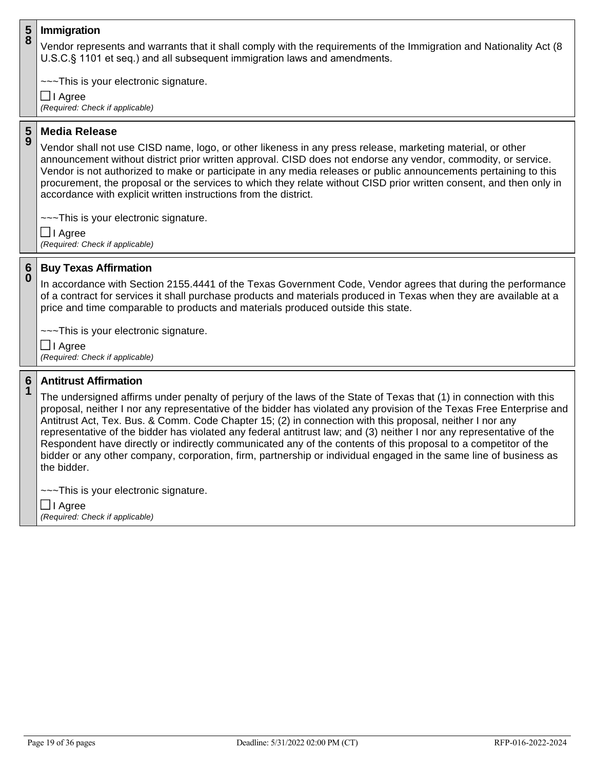## 58 Immigration

Vendor represents and warrants that it shall comply with the requirements of the Immigration and Nationality Act (8 U.S.C.§ 1101 et seq.) and all subsequent immigration laws and amendments.

~~~This is your electronic signature.

☐ I Agree
*(Required: Check if applicable)*

## 59 Media Release

Vendor shall not use CISD name, logo, or other likeness in any press release, marketing material, or other announcement without district prior written approval. CISD does not endorse any vendor, commodity, or service. Vendor is not authorized to make or participate in any media releases or public announcements pertaining to this procurement, the proposal or the services to which they relate without CISD prior written consent, and then only in accordance with explicit written instructions from the district.

~~~This is your electronic signature.

☐ I Agree
*(Required: Check if applicable)*

## 60 Buy Texas Affirmation

In accordance with Section 2155.4441 of the Texas Government Code, Vendor agrees that during the performance of a contract for services it shall purchase products and materials produced in Texas when they are available at a price and time comparable to products and materials produced outside this state.

~~~This is your electronic signature.

☐ I Agree
*(Required: Check if applicable)*

## 61 Antitrust Affirmation

The undersigned affirms under penalty of perjury of the laws of the State of Texas that (1) in connection with this proposal, neither I nor any representative of the bidder has violated any provision of the Texas Free Enterprise and Antitrust Act, Tex. Bus. & Comm. Code Chapter 15; (2) in connection with this proposal, neither I nor any representative of the bidder has violated any federal antitrust law; and (3) neither I nor any representative of the Respondent have directly or indirectly communicated any of the contents of this proposal to a competitor of the bidder or any other company, corporation, firm, partnership or individual engaged in the same line of business as the bidder.

~~~This is your electronic signature.

☐ I Agree
*(Required: Check if applicable)*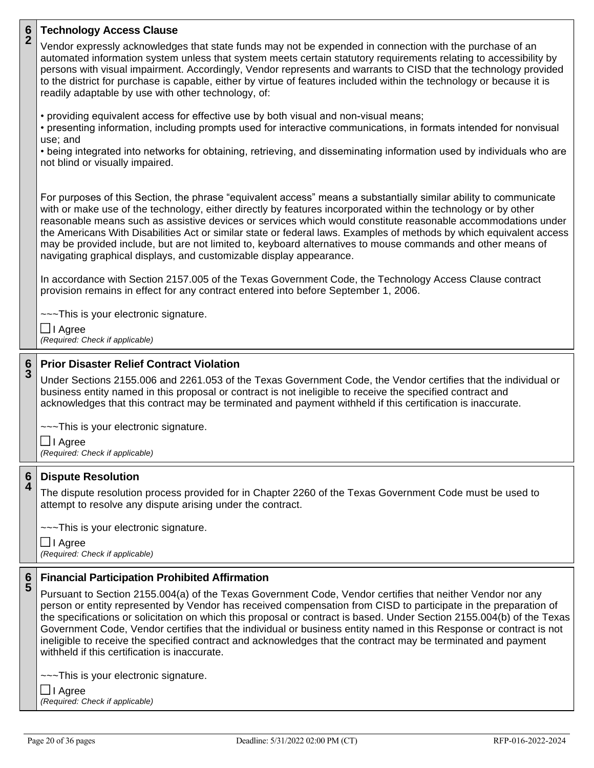## 62 Technology Access Clause

Vendor expressly acknowledges that state funds may not be expended in connection with the purchase of an automated information system unless that system meets certain statutory requirements relating to accessibility by persons with visual impairment. Accordingly, Vendor represents and warrants to CISD that the technology provided to the district for purchase is capable, either by virtue of features included within the technology or because it is readily adaptable by use with other technology, of:

- providing equivalent access for effective use by both visual and non-visual means;
- presenting information, including prompts used for interactive communications, in formats intended for nonvisual use; and
- being integrated into networks for obtaining, retrieving, and disseminating information used by individuals who are not blind or visually impaired.

For purposes of this Section, the phrase "equivalent access" means a substantially similar ability to communicate with or make use of the technology, either directly by features incorporated within the technology or by other reasonable means such as assistive devices or services which would constitute reasonable accommodations under the Americans With Disabilities Act or similar state or federal laws. Examples of methods by which equivalent access may be provided include, but are not limited to, keyboard alternatives to mouse commands and other means of navigating graphical displays, and customizable display appearance.

In accordance with Section 2157.005 of the Texas Government Code, the Technology Access Clause contract provision remains in effect for any contract entered into before September 1, 2006.

~~~This is your electronic signature.

☐ I Agree
*(Required: Check if applicable)*

## 63 Prior Disaster Relief Contract Violation

Under Sections 2155.006 and 2261.053 of the Texas Government Code, the Vendor certifies that the individual or business entity named in this proposal or contract is not ineligible to receive the specified contract and acknowledges that this contract may be terminated and payment withheld if this certification is inaccurate.

~~~This is your electronic signature.

☐ I Agree
*(Required: Check if applicable)*

## 64 Dispute Resolution

The dispute resolution process provided for in Chapter 2260 of the Texas Government Code must be used to attempt to resolve any dispute arising under the contract.

~~~This is your electronic signature.

☐ I Agree
*(Required: Check if applicable)*

## 65 Financial Participation Prohibited Affirmation

Pursuant to Section 2155.004(a) of the Texas Government Code, Vendor certifies that neither Vendor nor any person or entity represented by Vendor has received compensation from CISD to participate in the preparation of the specifications or solicitation on which this proposal or contract is based. Under Section 2155.004(b) of the Texas Government Code, Vendor certifies that the individual or business entity named in this Response or contract is not ineligible to receive the specified contract and acknowledges that the contract may be terminated and payment withheld if this certification is inaccurate.

~~~This is your electronic signature.

☐ I Agree
*(Required: Check if applicable)*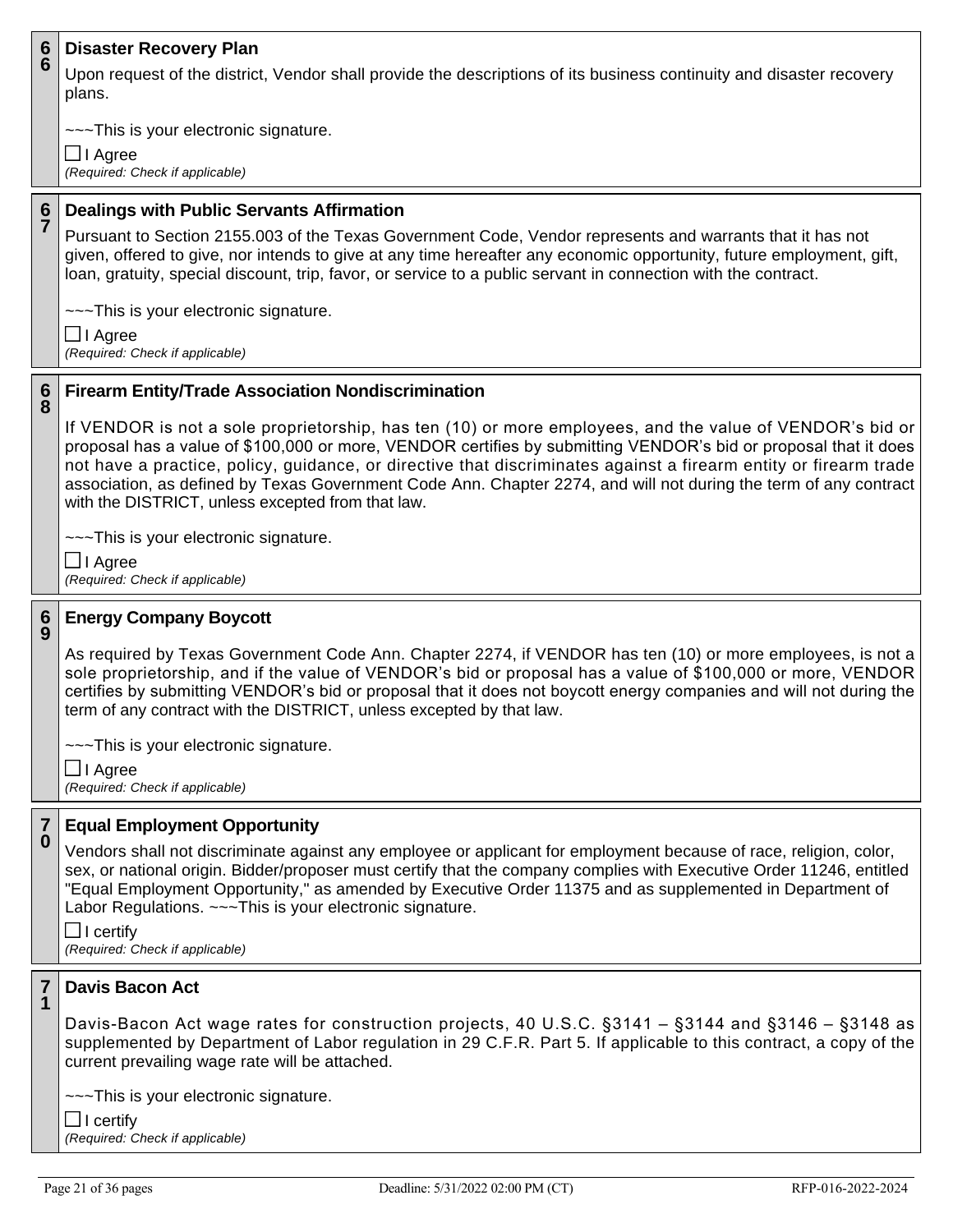## 66 Disaster Recovery Plan

Upon request of the district, Vendor shall provide the descriptions of its business continuity and disaster recovery plans.

~~~This is your electronic signature.

☐ I Agree
*(Required: Check if applicable)*

## 67 Dealings with Public Servants Affirmation

Pursuant to Section 2155.003 of the Texas Government Code, Vendor represents and warrants that it has not given, offered to give, nor intends to give at any time hereafter any economic opportunity, future employment, gift, loan, gratuity, special discount, trip, favor, or service to a public servant in connection with the contract.

~~~This is your electronic signature.

☐ I Agree
*(Required: Check if applicable)*

## 68 Firearm Entity/Trade Association Nondiscrimination

If VENDOR is not a sole proprietorship, has ten (10) or more employees, and the value of VENDOR's bid or proposal has a value of $100,000 or more, VENDOR certifies by submitting VENDOR's bid or proposal that it does not have a practice, policy, guidance, or directive that discriminates against a firearm entity or firearm trade association, as defined by Texas Government Code Ann. Chapter 2274, and will not during the term of any contract with the DISTRICT, unless excepted from that law.

~~~This is your electronic signature.

☐ I Agree
*(Required: Check if applicable)*

## 69 Energy Company Boycott

As required by Texas Government Code Ann. Chapter 2274, if VENDOR has ten (10) or more employees, is not a sole proprietorship, and if the value of VENDOR's bid or proposal has a value of $100,000 or more, VENDOR certifies by submitting VENDOR's bid or proposal that it does not boycott energy companies and will not during the term of any contract with the DISTRICT, unless excepted by that law.

~~~This is your electronic signature.

☐ I Agree
*(Required: Check if applicable)*

## 70 Equal Employment Opportunity

Vendors shall not discriminate against any employee or applicant for employment because of race, religion, color, sex, or national origin. Bidder/proposer must certify that the company complies with Executive Order 11246, entitled "Equal Employment Opportunity," as amended by Executive Order 11375 and as supplemented in Department of Labor Regulations. ~~~This is your electronic signature.

☐ I certify
*(Required: Check if applicable)*

## 71 Davis Bacon Act

Davis-Bacon Act wage rates for construction projects, 40 U.S.C. §3141 – §3144 and §3146 – §3148 as supplemented by Department of Labor regulation in 29 C.F.R. Part 5. If applicable to this contract, a copy of the current prevailing wage rate will be attached.

~~~This is your electronic signature.

☐ I certify
*(Required: Check if applicable)*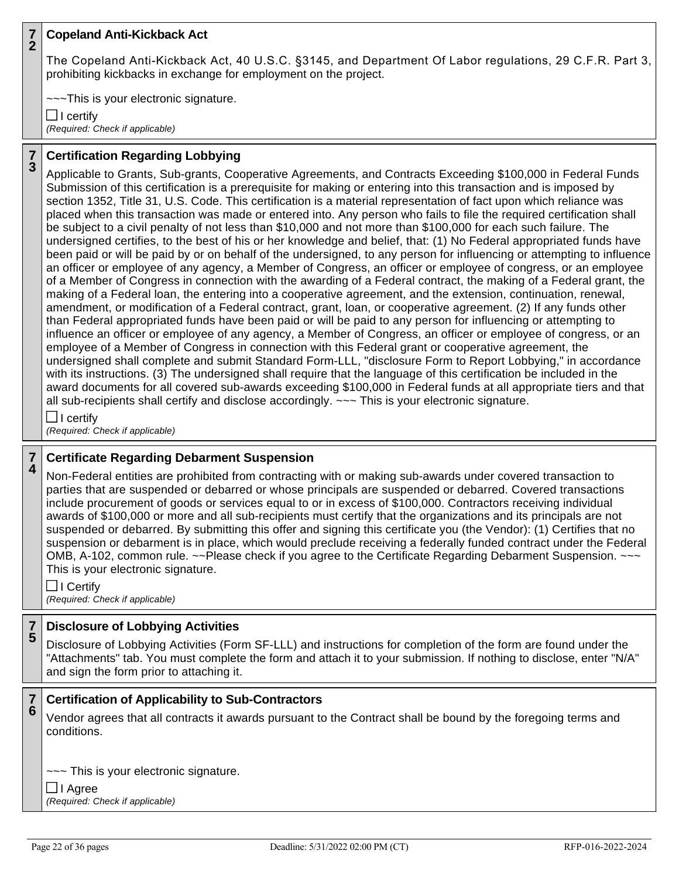**72 Copeland Anti-Kickback Act**

The Copeland Anti-Kickback Act, 40 U.S.C. §3145, and Department Of Labor regulations, 29 C.F.R. Part 3, prohibiting kickbacks in exchange for employment on the project.

~~~This is your electronic signature.

☐ I certify
*(Required: Check if applicable)*

**73 Certification Regarding Lobbying**

Applicable to Grants, Sub-grants, Cooperative Agreements, and Contracts Exceeding $100,000 in Federal Funds Submission of this certification is a prerequisite for making or entering into this transaction and is imposed by section 1352, Title 31, U.S. Code. This certification is a material representation of fact upon which reliance was placed when this transaction was made or entered into. Any person who fails to file the required certification shall be subject to a civil penalty of not less than $10,000 and not more than $100,000 for each such failure. The undersigned certifies, to the best of his or her knowledge and belief, that: (1) No Federal appropriated funds have been paid or will be paid by or on behalf of the undersigned, to any person for influencing or attempting to influence an officer or employee of any agency, a Member of Congress, an officer or employee of congress, or an employee of a Member of Congress in connection with the awarding of a Federal contract, the making of a Federal grant, the making of a Federal loan, the entering into a cooperative agreement, and the extension, continuation, renewal, amendment, or modification of a Federal contract, grant, loan, or cooperative agreement. (2) If any funds other than Federal appropriated funds have been paid or will be paid to any person for influencing or attempting to influence an officer or employee of any agency, a Member of Congress, an officer or employee of congress, or an employee of a Member of Congress in connection with this Federal grant or cooperative agreement, the undersigned shall complete and submit Standard Form-LLL, "disclosure Form to Report Lobbying," in accordance with its instructions. (3) The undersigned shall require that the language of this certification be included in the award documents for all covered sub-awards exceeding $100,000 in Federal funds at all appropriate tiers and that all sub-recipients shall certify and disclose accordingly. ~~~ This is your electronic signature.

☐ I certify
*(Required: Check if applicable)*

**74 Certificate Regarding Debarment Suspension**

Non-Federal entities are prohibited from contracting with or making sub-awards under covered transaction to parties that are suspended or debarred or whose principals are suspended or debarred. Covered transactions include procurement of goods or services equal to or in excess of $100,000. Contractors receiving individual awards of $100,000 or more and all sub-recipients must certify that the organizations and its principals are not suspended or debarred. By submitting this offer and signing this certificate you (the Vendor): (1) Certifies that no suspension or debarment is in place, which would preclude receiving a federally funded contract under the Federal OMB, A-102, common rule. ~~Please check if you agree to the Certificate Regarding Debarment Suspension. ~~~ This is your electronic signature.

☐ I Certify
*(Required: Check if applicable)*

**75 Disclosure of Lobbying Activities**

Disclosure of Lobbying Activities (Form SF-LLL) and instructions for completion of the form are found under the "Attachments" tab. You must complete the form and attach it to your submission. If nothing to disclose, enter "N/A" and sign the form prior to attaching it.

**76 Certification of Applicability to Sub-Contractors**

Vendor agrees that all contracts it awards pursuant to the Contract shall be bound by the foregoing terms and conditions.

~~~ This is your electronic signature.

☐ I Agree
*(Required: Check if applicable)*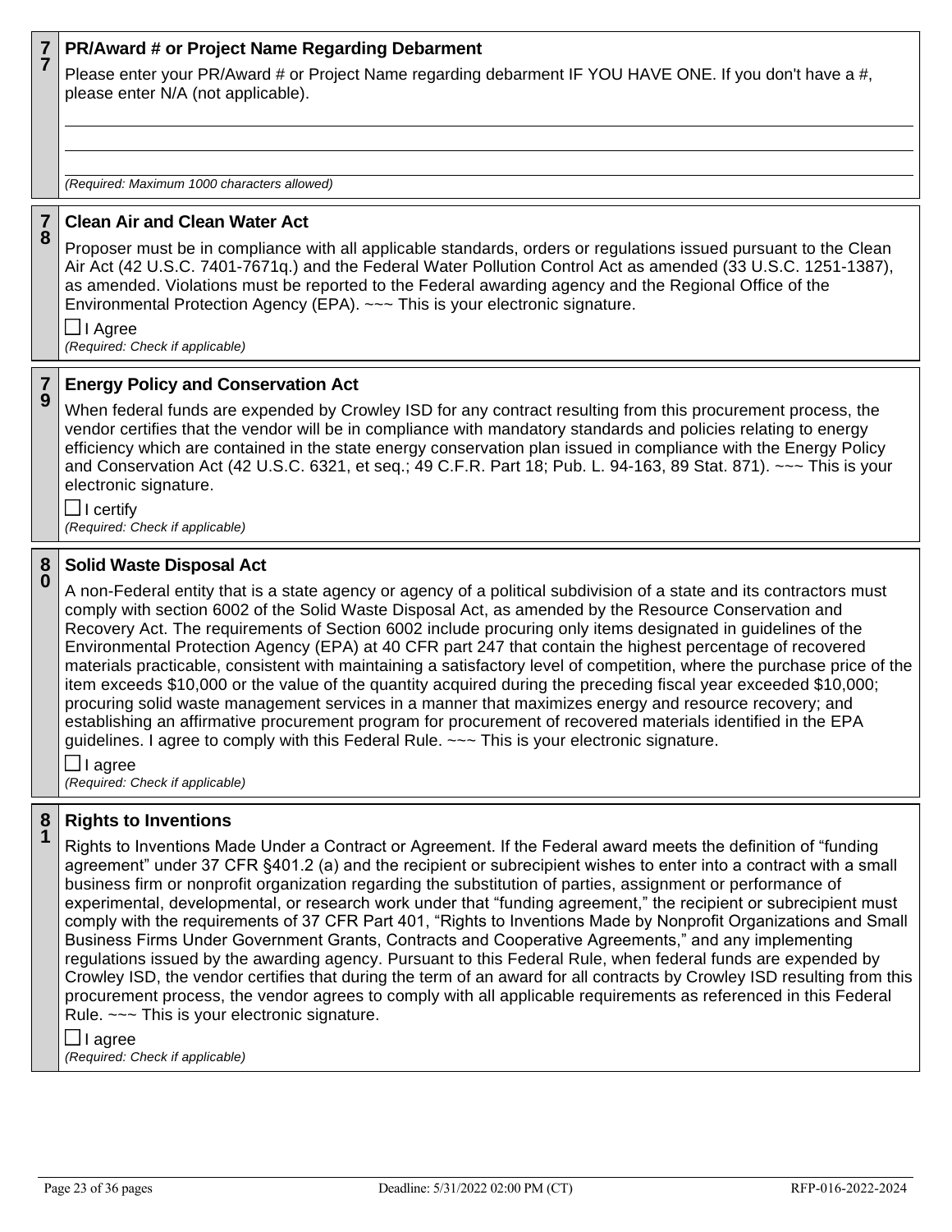## 77 PR/Award # or Project Name Regarding Debarment

Please enter your PR/Award # or Project Name regarding debarment IF YOU HAVE ONE. If you don't have a #, please enter N/A (not applicable).

_______________________________________________

_______________________________________________

_______________________________________________

*(Required: Maximum 1000 characters allowed)*

## 78 Clean Air and Clean Water Act

Proposer must be in compliance with all applicable standards, orders or regulations issued pursuant to the Clean Air Act (42 U.S.C. 7401-7671q.) and the Federal Water Pollution Control Act as amended (33 U.S.C. 1251-1387), as amended. Violations must be reported to the Federal awarding agency and the Regional Office of the Environmental Protection Agency (EPA). ~~~ This is your electronic signature.

☐ I Agree

*(Required: Check if applicable)*

## 79 Energy Policy and Conservation Act

When federal funds are expended by Crowley ISD for any contract resulting from this procurement process, the vendor certifies that the vendor will be in compliance with mandatory standards and policies relating to energy efficiency which are contained in the state energy conservation plan issued in compliance with the Energy Policy and Conservation Act (42 U.S.C. 6321, et seq.; 49 C.F.R. Part 18; Pub. L. 94-163, 89 Stat. 871). ~~~ This is your electronic signature.

☐ I certify

*(Required: Check if applicable)*

## 80 Solid Waste Disposal Act

A non-Federal entity that is a state agency or agency of a political subdivision of a state and its contractors must comply with section 6002 of the Solid Waste Disposal Act, as amended by the Resource Conservation and Recovery Act. The requirements of Section 6002 include procuring only items designated in guidelines of the Environmental Protection Agency (EPA) at 40 CFR part 247 that contain the highest percentage of recovered materials practicable, consistent with maintaining a satisfactory level of competition, where the purchase price of the item exceeds $10,000 or the value of the quantity acquired during the preceding fiscal year exceeded $10,000; procuring solid waste management services in a manner that maximizes energy and resource recovery; and establishing an affirmative procurement program for procurement of recovered materials identified in the EPA guidelines. I agree to comply with this Federal Rule. ~~~ This is your electronic signature.

☐ I agree

*(Required: Check if applicable)*

## 81 Rights to Inventions

Rights to Inventions Made Under a Contract or Agreement. If the Federal award meets the definition of “funding agreement” under 37 CFR §401.2 (a) and the recipient or subrecipient wishes to enter into a contract with a small business firm or nonprofit organization regarding the substitution of parties, assignment or performance of experimental, developmental, or research work under that “funding agreement,” the recipient or subrecipient must comply with the requirements of 37 CFR Part 401, “Rights to Inventions Made by Nonprofit Organizations and Small Business Firms Under Government Grants, Contracts and Cooperative Agreements,” and any implementing regulations issued by the awarding agency. Pursuant to this Federal Rule, when federal funds are expended by Crowley ISD, the vendor certifies that during the term of an award for all contracts by Crowley ISD resulting from this procurement process, the vendor agrees to comply with all applicable requirements as referenced in this Federal Rule. ~~~ This is your electronic signature.

☐ I agree

*(Required: Check if applicable)*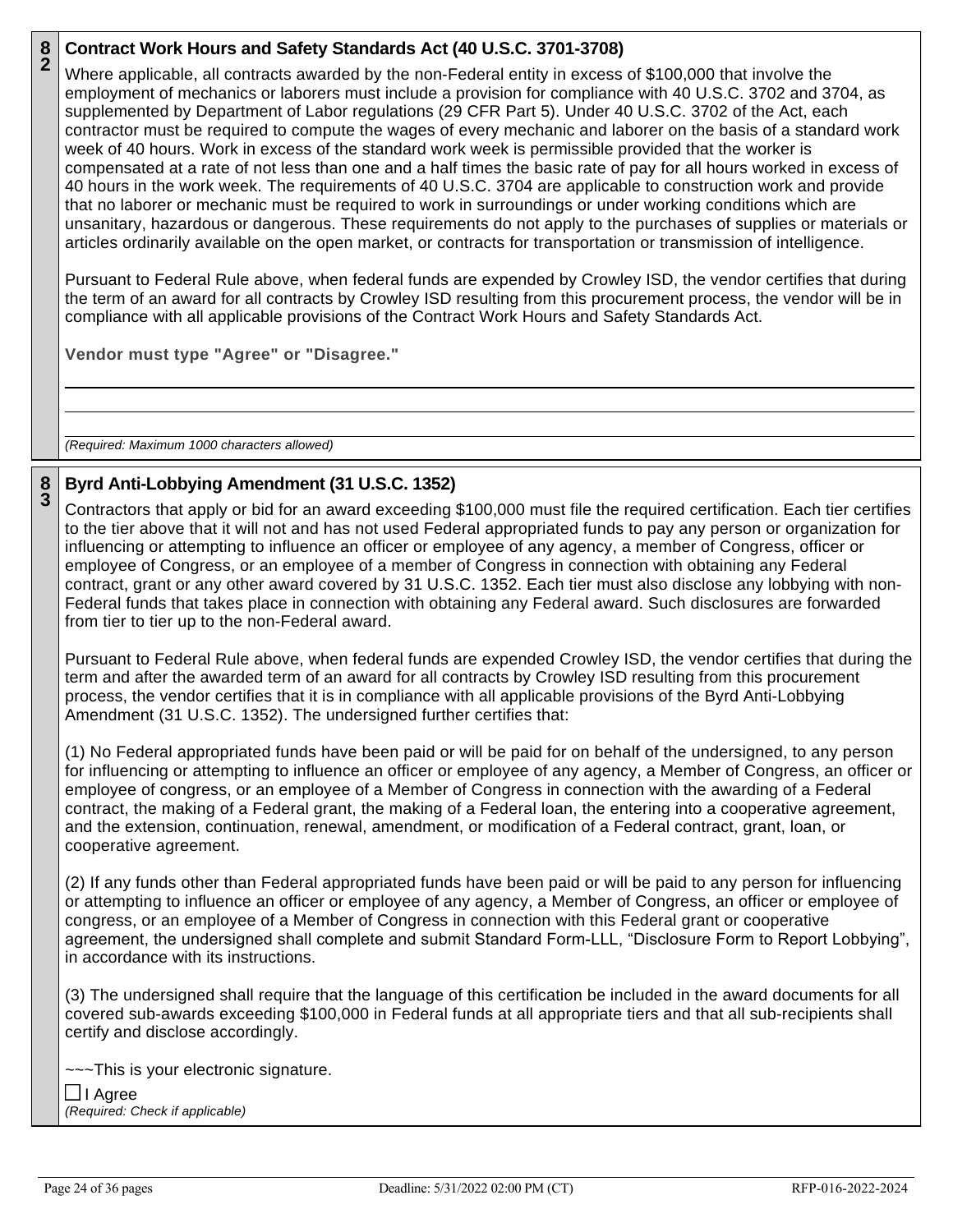**82**

### Contract Work Hours and Safety Standards Act (40 U.S.C. 3701-3708)

Where applicable, all contracts awarded by the non-Federal entity in excess of $100,000 that involve the employment of mechanics or laborers must include a provision for compliance with 40 U.S.C. 3702 and 3704, as supplemented by Department of Labor regulations (29 CFR Part 5). Under 40 U.S.C. 3702 of the Act, each contractor must be required to compute the wages of every mechanic and laborer on the basis of a standard work week of 40 hours. Work in excess of the standard work week is permissible provided that the worker is compensated at a rate of not less than one and a half times the basic rate of pay for all hours worked in excess of 40 hours in the work week. The requirements of 40 U.S.C. 3704 are applicable to construction work and provide that no laborer or mechanic must be required to work in surroundings or under working conditions which are unsanitary, hazardous or dangerous. These requirements do not apply to the purchases of supplies or materials or articles ordinarily available on the open market, or contracts for transportation or transmission of intelligence.

Pursuant to Federal Rule above, when federal funds are expended by Crowley ISD, the vendor certifies that during the term of an award for all contracts by Crowley ISD resulting from this procurement process, the vendor will be in compliance with all applicable provisions of the Contract Work Hours and Safety Standards Act.

**Vendor must type "Agree" or "Disagree."**

*(Required: Maximum 1000 characters allowed)*

**83**

### Byrd Anti-Lobbying Amendment (31 U.S.C. 1352)

Contractors that apply or bid for an award exceeding $100,000 must file the required certification. Each tier certifies to the tier above that it will not and has not used Federal appropriated funds to pay any person or organization for influencing or attempting to influence an officer or employee of any agency, a member of Congress, officer or employee of Congress, or an employee of a member of Congress in connection with obtaining any Federal contract, grant or any other award covered by 31 U.S.C. 1352. Each tier must also disclose any lobbying with non-Federal funds that takes place in connection with obtaining any Federal award. Such disclosures are forwarded from tier to tier up to the non-Federal award.

Pursuant to Federal Rule above, when federal funds are expended Crowley ISD, the vendor certifies that during the term and after the awarded term of an award for all contracts by Crowley ISD resulting from this procurement process, the vendor certifies that it is in compliance with all applicable provisions of the Byrd Anti-Lobbying Amendment (31 U.S.C. 1352). The undersigned further certifies that:

(1) No Federal appropriated funds have been paid or will be paid for on behalf of the undersigned, to any person for influencing or attempting to influence an officer or employee of any agency, a Member of Congress, an officer or employee of congress, or an employee of a Member of Congress in connection with the awarding of a Federal contract, the making of a Federal grant, the making of a Federal loan, the entering into a cooperative agreement, and the extension, continuation, renewal, amendment, or modification of a Federal contract, grant, loan, or cooperative agreement.

(2) If any funds other than Federal appropriated funds have been paid or will be paid to any person for influencing or attempting to influence an officer or employee of any agency, a Member of Congress, an officer or employee of congress, or an employee of a Member of Congress in connection with this Federal grant or cooperative agreement, the undersigned shall complete and submit Standard Form-LLL, “Disclosure Form to Report Lobbying”, in accordance with its instructions.

(3) The undersigned shall require that the language of this certification be included in the award documents for all covered sub-awards exceeding $100,000 in Federal funds at all appropriate tiers and that all sub-recipients shall certify and disclose accordingly.

~~~This is your electronic signature.

☐ I Agree

*(Required: Check if applicable)*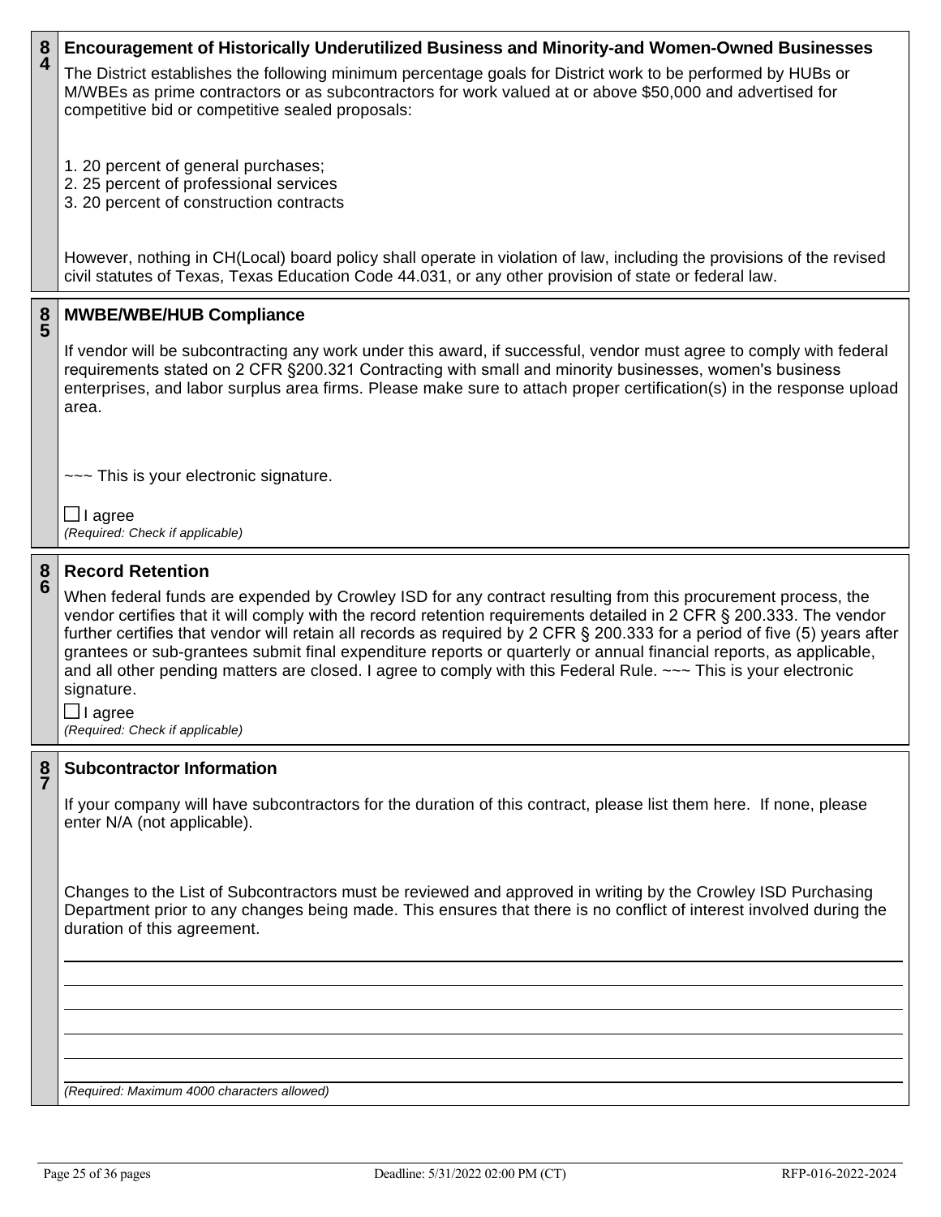**84** **Encouragement of Historically Underutilized Business and Minority-and Women-Owned Businesses**

The District establishes the following minimum percentage goals for District work to be performed by HUBs or M/WBEs as prime contractors or as subcontractors for work valued at or above $50,000 and advertised for competitive bid or competitive sealed proposals:

1. 20 percent of general purchases;
2. 25 percent of professional services
3. 20 percent of construction contracts

However, nothing in CH(Local) board policy shall operate in violation of law, including the provisions of the revised civil statutes of Texas, Texas Education Code 44.031, or any other provision of state or federal law.

**85** **MWBE/WBE/HUB Compliance**

If vendor will be subcontracting any work under this award, if successful, vendor must agree to comply with federal requirements stated on 2 CFR §200.321 Contracting with small and minority businesses, women's business enterprises, and labor surplus area firms. Please make sure to attach proper certification(s) in the response upload area.

~~~ This is your electronic signature.

☐ I agree
*(Required: Check if applicable)*

**86** **Record Retention**

When federal funds are expended by Crowley ISD for any contract resulting from this procurement process, the vendor certifies that it will comply with the record retention requirements detailed in 2 CFR § 200.333. The vendor further certifies that vendor will retain all records as required by 2 CFR § 200.333 for a period of five (5) years after grantees or sub-grantees submit final expenditure reports or quarterly or annual financial reports, as applicable, and all other pending matters are closed. I agree to comply with this Federal Rule. ~~~ This is your electronic signature.

☐ I agree
*(Required: Check if applicable)*

**87** **Subcontractor Information**

If your company will have subcontractors for the duration of this contract, please list them here. If none, please enter N/A (not applicable).

Changes to the List of Subcontractors must be reviewed and approved in writing by the Crowley ISD Purchasing Department prior to any changes being made. This ensures that there is no conflict of interest involved during the duration of this agreement.

*(Required: Maximum 4000 characters allowed)*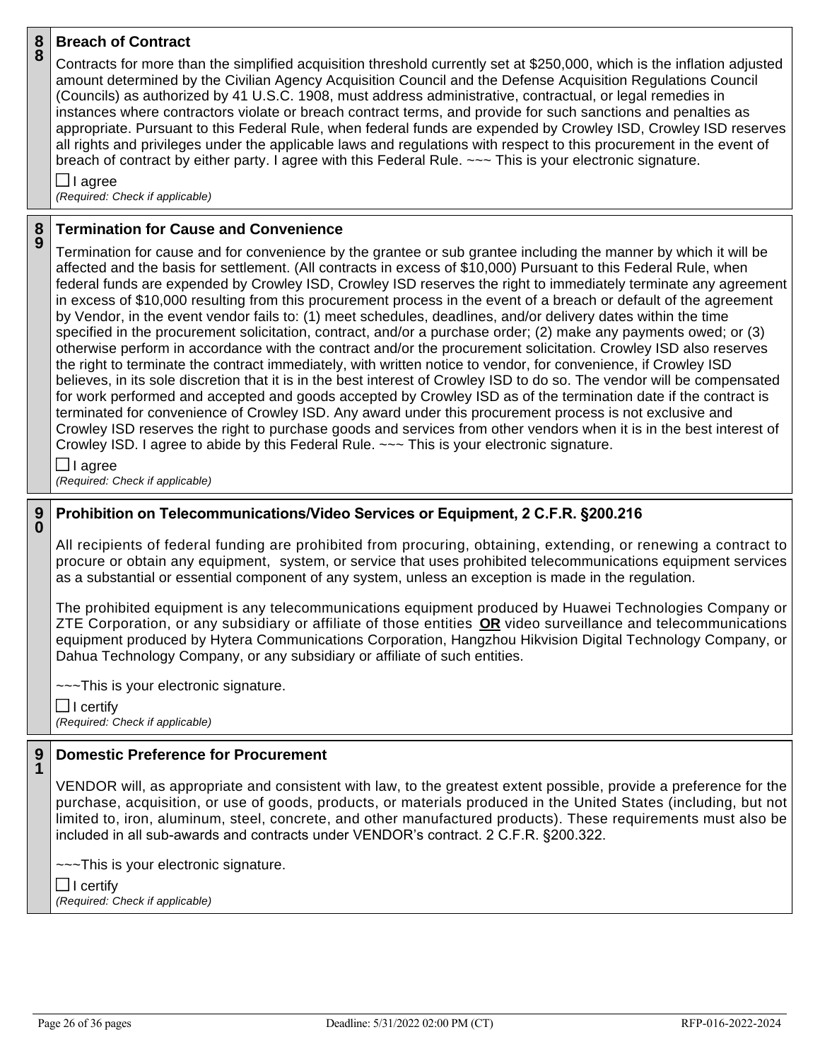## 88 Breach of Contract

Contracts for more than the simplified acquisition threshold currently set at $250,000, which is the inflation adjusted amount determined by the Civilian Agency Acquisition Council and the Defense Acquisition Regulations Council (Councils) as authorized by 41 U.S.C. 1908, must address administrative, contractual, or legal remedies in instances where contractors violate or breach contract terms, and provide for such sanctions and penalties as appropriate. Pursuant to this Federal Rule, when federal funds are expended by Crowley ISD, Crowley ISD reserves all rights and privileges under the applicable laws and regulations with respect to this procurement in the event of breach of contract by either party. I agree with this Federal Rule. ~~~ This is your electronic signature.

☐ I agree
*(Required: Check if applicable)*

## 89 Termination for Cause and Convenience

Termination for cause and for convenience by the grantee or sub grantee including the manner by which it will be affected and the basis for settlement. (All contracts in excess of $10,000) Pursuant to this Federal Rule, when federal funds are expended by Crowley ISD, Crowley ISD reserves the right to immediately terminate any agreement in excess of $10,000 resulting from this procurement process in the event of a breach or default of the agreement by Vendor, in the event vendor fails to: (1) meet schedules, deadlines, and/or delivery dates within the time specified in the procurement solicitation, contract, and/or a purchase order; (2) make any payments owed; or (3) otherwise perform in accordance with the contract and/or the procurement solicitation. Crowley ISD also reserves the right to terminate the contract immediately, with written notice to vendor, for convenience, if Crowley ISD believes, in its sole discretion that it is in the best interest of Crowley ISD to do so. The vendor will be compensated for work performed and accepted and goods accepted by Crowley ISD as of the termination date if the contract is terminated for convenience of Crowley ISD. Any award under this procurement process is not exclusive and Crowley ISD reserves the right to purchase goods and services from other vendors when it is in the best interest of Crowley ISD. I agree to abide by this Federal Rule. ~~~ This is your electronic signature.

☐ I agree
*(Required: Check if applicable)*

## 90 Prohibition on Telecommunications/Video Services or Equipment, 2 C.F.R. §200.216

All recipients of federal funding are prohibited from procuring, obtaining, extending, or renewing a contract to procure or obtain any equipment, system, or service that uses prohibited telecommunications equipment services as a substantial or essential component of any system, unless an exception is made in the regulation.

The prohibited equipment is any telecommunications equipment produced by Huawei Technologies Company or ZTE Corporation, or any subsidiary or affiliate of those entities **OR** video surveillance and telecommunications equipment produced by Hytera Communications Corporation, Hangzhou Hikvision Digital Technology Company, or Dahua Technology Company, or any subsidiary or affiliate of such entities.

~~~This is your electronic signature.

☐ I certify
*(Required: Check if applicable)*

## 91 Domestic Preference for Procurement

VENDOR will, as appropriate and consistent with law, to the greatest extent possible, provide a preference for the purchase, acquisition, or use of goods, products, or materials produced in the United States (including, but not limited to, iron, aluminum, steel, concrete, and other manufactured products). These requirements must also be included in all sub-awards and contracts under VENDOR's contract. 2 C.F.R. §200.322.

~~~This is your electronic signature.

☐ I certify
*(Required: Check if applicable)*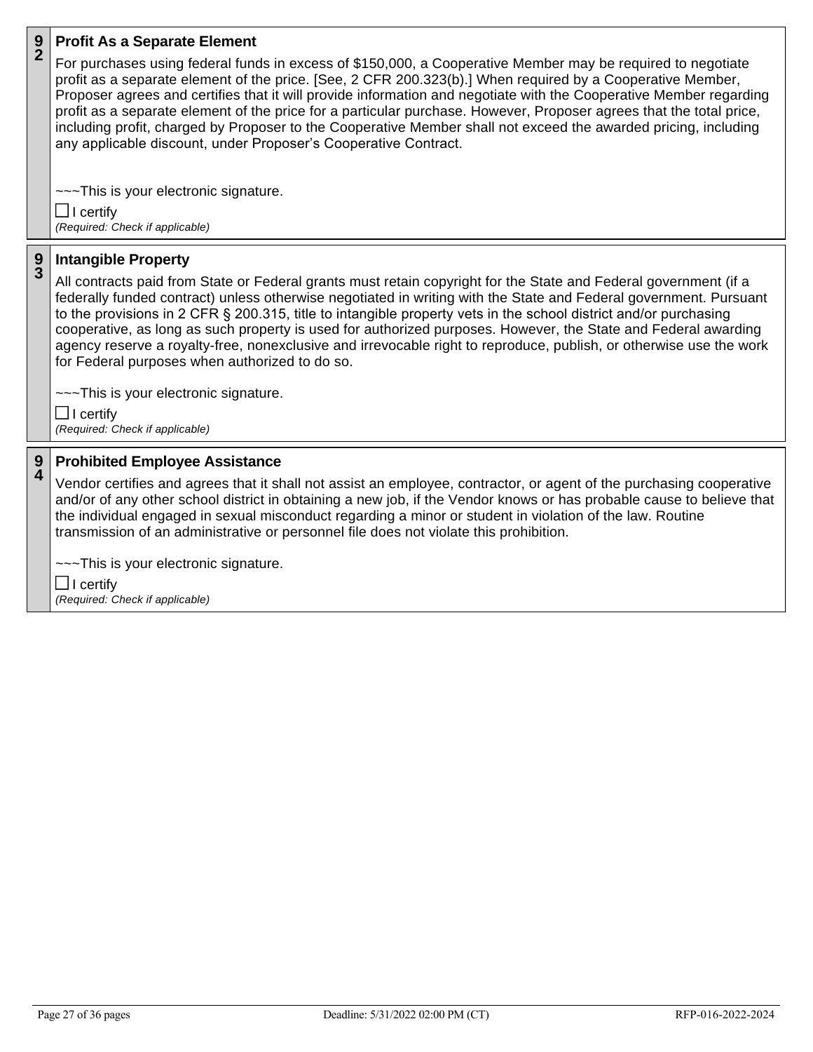**92 Profit As a Separate Element**

For purchases using federal funds in excess of $150,000, a Cooperative Member may be required to negotiate profit as a separate element of the price. [See, 2 CFR 200.323(b).] When required by a Cooperative Member, Proposer agrees and certifies that it will provide information and negotiate with the Cooperative Member regarding profit as a separate element of the price for a particular purchase. However, Proposer agrees that the total price, including profit, charged by Proposer to the Cooperative Member shall not exceed the awarded pricing, including any applicable discount, under Proposer's Cooperative Contract.

~~~This is your electronic signature.

☐ I certify
*(Required: Check if applicable)*

**93 Intangible Property**

All contracts paid from State or Federal grants must retain copyright for the State and Federal government (if a federally funded contract) unless otherwise negotiated in writing with the State and Federal government. Pursuant to the provisions in 2 CFR § 200.315, title to intangible property vets in the school district and/or purchasing cooperative, as long as such property is used for authorized purposes. However, the State and Federal awarding agency reserve a royalty-free, nonexclusive and irrevocable right to reproduce, publish, or otherwise use the work for Federal purposes when authorized to do so.

~~~This is your electronic signature.

☐ I certify
*(Required: Check if applicable)*

**94 Prohibited Employee Assistance**

Vendor certifies and agrees that it shall not assist an employee, contractor, or agent of the purchasing cooperative and/or of any other school district in obtaining a new job, if the Vendor knows or has probable cause to believe that the individual engaged in sexual misconduct regarding a minor or student in violation of the law. Routine transmission of an administrative or personnel file does not violate this prohibition.

~~~This is your electronic signature.

☐ I certify
*(Required: Check if applicable)*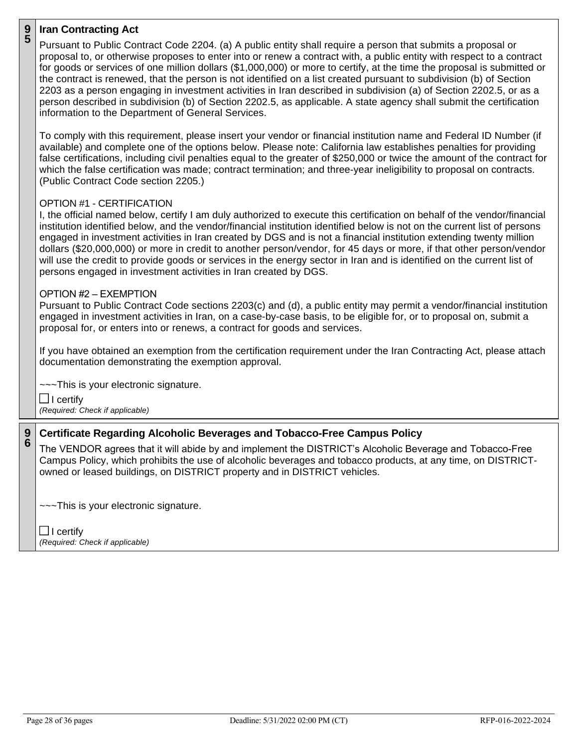## 95 Iran Contracting Act

Pursuant to Public Contract Code 2204. (a) A public entity shall require a person that submits a proposal or proposal to, or otherwise proposes to enter into or renew a contract with, a public entity with respect to a contract for goods or services of one million dollars ($1,000,000) or more to certify, at the time the proposal is submitted or the contract is renewed, that the person is not identified on a list created pursuant to subdivision (b) of Section 2203 as a person engaging in investment activities in Iran described in subdivision (a) of Section 2202.5, or as a person described in subdivision (b) of Section 2202.5, as applicable. A state agency shall submit the certification information to the Department of General Services.

To comply with this requirement, please insert your vendor or financial institution name and Federal ID Number (if available) and complete one of the options below. Please note: California law establishes penalties for providing false certifications, including civil penalties equal to the greater of $250,000 or twice the amount of the contract for which the false certification was made; contract termination; and three-year ineligibility to proposal on contracts. (Public Contract Code section 2205.)

OPTION #1 - CERTIFICATION
I, the official named below, certify I am duly authorized to execute this certification on behalf of the vendor/financial institution identified below, and the vendor/financial institution identified below is not on the current list of persons engaged in investment activities in Iran created by DGS and is not a financial institution extending twenty million dollars ($20,000,000) or more in credit to another person/vendor, for 45 days or more, if that other person/vendor will use the credit to provide goods or services in the energy sector in Iran and is identified on the current list of persons engaged in investment activities in Iran created by DGS.

OPTION #2 – EXEMPTION
Pursuant to Public Contract Code sections 2203(c) and (d), a public entity may permit a vendor/financial institution engaged in investment activities in Iran, on a case-by-case basis, to be eligible for, or to proposal on, submit a proposal for, or enters into or renews, a contract for goods and services.

If you have obtained an exemption from the certification requirement under the Iran Contracting Act, please attach documentation demonstrating the exemption approval.

~~~This is your electronic signature.

☐ I certify
*(Required: Check if applicable)*

## 96 Certificate Regarding Alcoholic Beverages and Tobacco-Free Campus Policy

The VENDOR agrees that it will abide by and implement the DISTRICT's Alcoholic Beverage and Tobacco-Free Campus Policy, which prohibits the use of alcoholic beverages and tobacco products, at any time, on DISTRICT-owned or leased buildings, on DISTRICT property and in DISTRICT vehicles.

~~~This is your electronic signature.

☐ I certify
*(Required: Check if applicable)*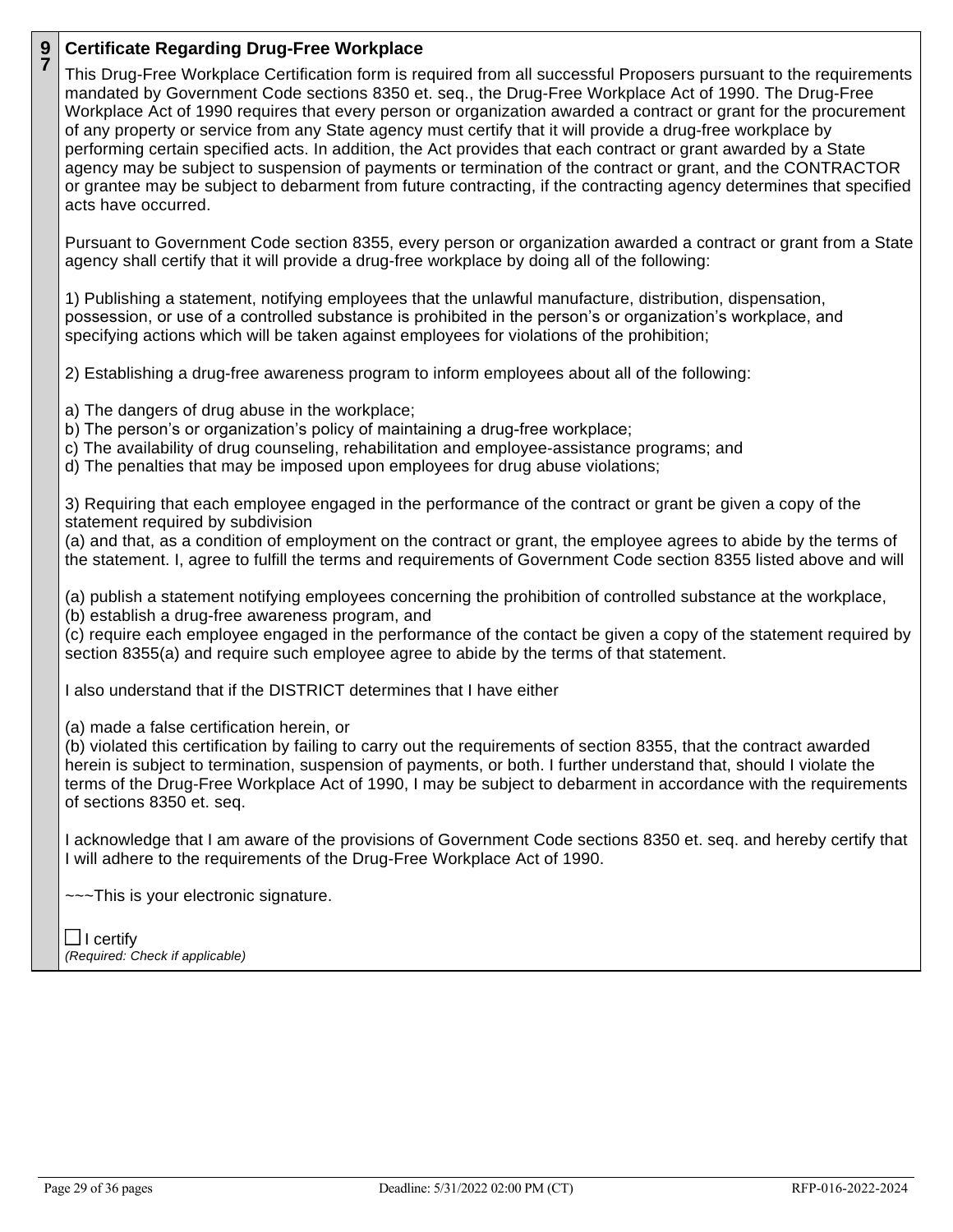**97**

## Certificate Regarding Drug-Free Workplace

This Drug-Free Workplace Certification form is required from all successful Proposers pursuant to the requirements mandated by Government Code sections 8350 et. seq., the Drug-Free Workplace Act of 1990. The Drug-Free Workplace Act of 1990 requires that every person or organization awarded a contract or grant for the procurement of any property or service from any State agency must certify that it will provide a drug-free workplace by performing certain specified acts. In addition, the Act provides that each contract or grant awarded by a State agency may be subject to suspension of payments or termination of the contract or grant, and the CONTRACTOR or grantee may be subject to debarment from future contracting, if the contracting agency determines that specified acts have occurred.

Pursuant to Government Code section 8355, every person or organization awarded a contract or grant from a State agency shall certify that it will provide a drug-free workplace by doing all of the following:

1) Publishing a statement, notifying employees that the unlawful manufacture, distribution, dispensation, possession, or use of a controlled substance is prohibited in the person's or organization's workplace, and specifying actions which will be taken against employees for violations of the prohibition;

2) Establishing a drug-free awareness program to inform employees about all of the following:

a) The dangers of drug abuse in the workplace;
b) The person's or organization's policy of maintaining a drug-free workplace;
c) The availability of drug counseling, rehabilitation and employee-assistance programs; and
d) The penalties that may be imposed upon employees for drug abuse violations;

3) Requiring that each employee engaged in the performance of the contract or grant be given a copy of the statement required by subdivision
(a) and that, as a condition of employment on the contract or grant, the employee agrees to abide by the terms of the statement. I, agree to fulfill the terms and requirements of Government Code section 8355 listed above and will

(a) publish a statement notifying employees concerning the prohibition of controlled substance at the workplace,
(b) establish a drug-free awareness program, and
(c) require each employee engaged in the performance of the contact be given a copy of the statement required by section 8355(a) and require such employee agree to abide by the terms of that statement.

I also understand that if the DISTRICT determines that I have either

(a) made a false certification herein, or
(b) violated this certification by failing to carry out the requirements of section 8355, that the contract awarded herein is subject to termination, suspension of payments, or both. I further understand that, should I violate the terms of the Drug-Free Workplace Act of 1990, I may be subject to debarment in accordance with the requirements of sections 8350 et. seq.

I acknowledge that I am aware of the provisions of Government Code sections 8350 et. seq. and hereby certify that I will adhere to the requirements of the Drug-Free Workplace Act of 1990.

~~~This is your electronic signature.

☐ I certify
*(Required: Check if applicable)*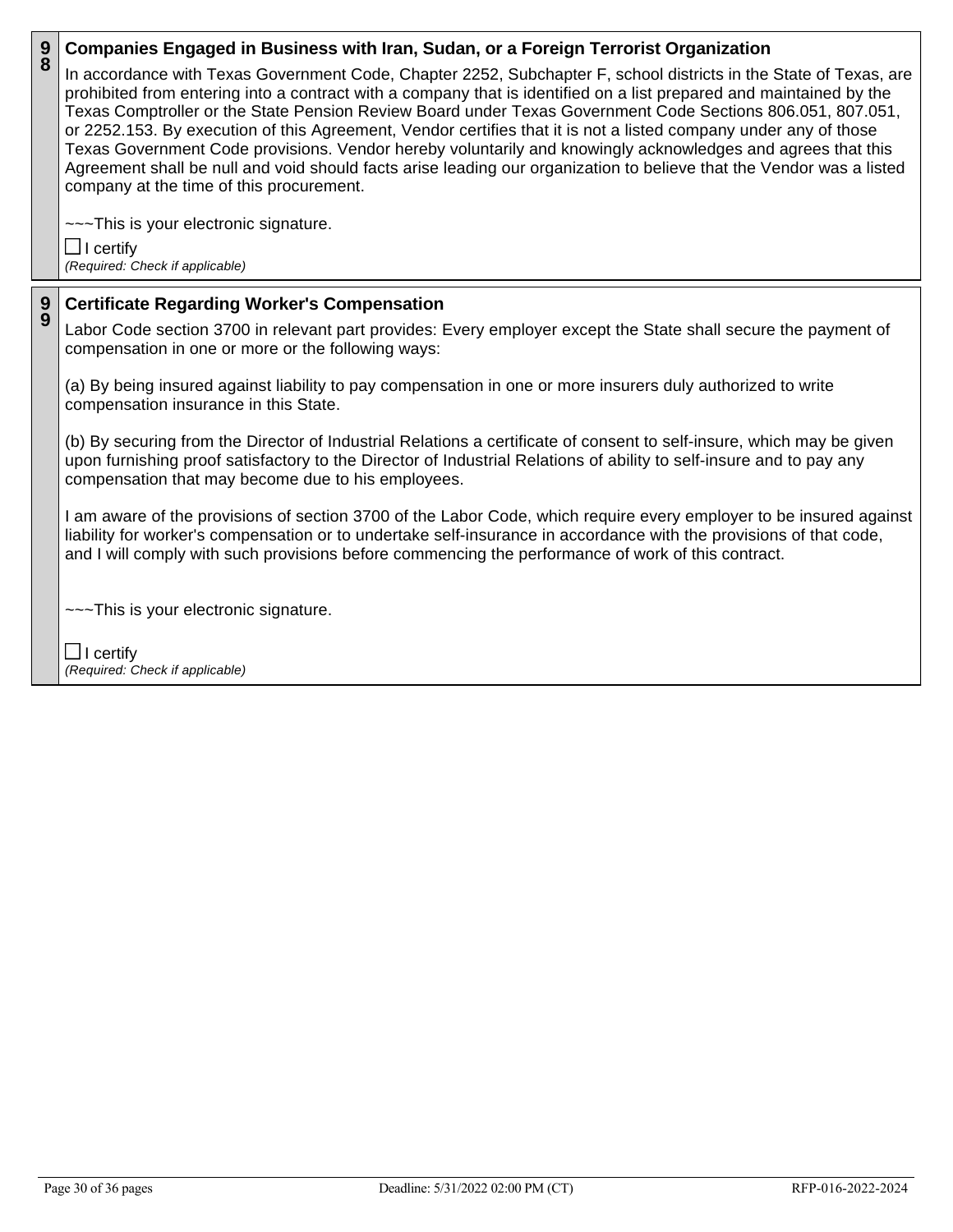## 98 Companies Engaged in Business with Iran, Sudan, or a Foreign Terrorist Organization

In accordance with Texas Government Code, Chapter 2252, Subchapter F, school districts in the State of Texas, are prohibited from entering into a contract with a company that is identified on a list prepared and maintained by the Texas Comptroller or the State Pension Review Board under Texas Government Code Sections 806.051, 807.051, or 2252.153. By execution of this Agreement, Vendor certifies that it is not a listed company under any of those Texas Government Code provisions. Vendor hereby voluntarily and knowingly acknowledges and agrees that this Agreement shall be null and void should facts arise leading our organization to believe that the Vendor was a listed company at the time of this procurement.

~~~This is your electronic signature.

☐ I certify
*(Required: Check if applicable)*

## 99 Certificate Regarding Worker's Compensation

Labor Code section 3700 in relevant part provides: Every employer except the State shall secure the payment of compensation in one or more or the following ways:

(a) By being insured against liability to pay compensation in one or more insurers duly authorized to write compensation insurance in this State.

(b) By securing from the Director of Industrial Relations a certificate of consent to self-insure, which may be given upon furnishing proof satisfactory to the Director of Industrial Relations of ability to self-insure and to pay any compensation that may become due to his employees.

I am aware of the provisions of section 3700 of the Labor Code, which require every employer to be insured against liability for worker's compensation or to undertake self-insurance in accordance with the provisions of that code, and I will comply with such provisions before commencing the performance of work of this contract.

~~~This is your electronic signature.

☐ I certify
*(Required: Check if applicable)*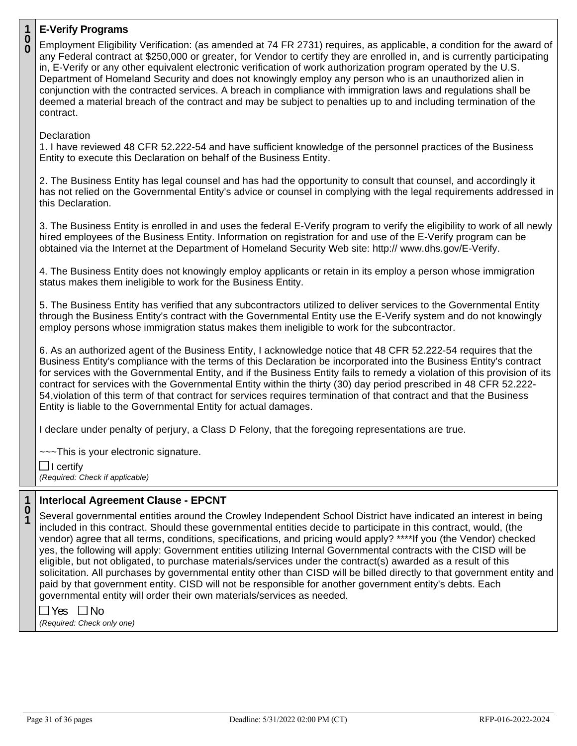**100**

### E-Verify Programs

Employment Eligibility Verification: (as amended at 74 FR 2731) requires, as applicable, a condition for the award of any Federal contract at $250,000 or greater, for Vendor to certify they are enrolled in, and is currently participating in, E-Verify or any other equivalent electronic verification of work authorization program operated by the U.S. Department of Homeland Security and does not knowingly employ any person who is an unauthorized alien in conjunction with the contracted services. A breach in compliance with immigration laws and regulations shall be deemed a material breach of the contract and may be subject to penalties up to and including termination of the contract.

Declaration

1. I have reviewed 48 CFR 52.222-54 and have sufficient knowledge of the personnel practices of the Business Entity to execute this Declaration on behalf of the Business Entity.

2. The Business Entity has legal counsel and has had the opportunity to consult that counsel, and accordingly it has not relied on the Governmental Entity's advice or counsel in complying with the legal requirements addressed in this Declaration.

3. The Business Entity is enrolled in and uses the federal E-Verify program to verify the eligibility to work of all newly hired employees of the Business Entity. Information on registration for and use of the E-Verify program can be obtained via the Internet at the Department of Homeland Security Web site: http:// www.dhs.gov/E-Verify.

4. The Business Entity does not knowingly employ applicants or retain in its employ a person whose immigration status makes them ineligible to work for the Business Entity.

5. The Business Entity has verified that any subcontractors utilized to deliver services to the Governmental Entity through the Business Entity's contract with the Governmental Entity use the E-Verify system and do not knowingly employ persons whose immigration status makes them ineligible to work for the subcontractor.

6. As an authorized agent of the Business Entity, I acknowledge notice that 48 CFR 52.222-54 requires that the Business Entity's compliance with the terms of this Declaration be incorporated into the Business Entity's contract for services with the Governmental Entity, and if the Business Entity fails to remedy a violation of this provision of its contract for services with the Governmental Entity within the thirty (30) day period prescribed in 48 CFR 52.222-54,violation of this term of that contract for services requires termination of that contract and that the Business Entity is liable to the Governmental Entity for actual damages.

I declare under penalty of perjury, a Class D Felony, that the foregoing representations are true.

~~~This is your electronic signature.

☐ I certify

*(Required: Check if applicable)*

**101**

### Interlocal Agreement Clause - EPCNT

Several governmental entities around the Crowley Independent School District have indicated an interest in being included in this contract. Should these governmental entities decide to participate in this contract, would, (the vendor) agree that all terms, conditions, specifications, and pricing would apply? ****If you (the Vendor) checked yes, the following will apply: Government entities utilizing Internal Governmental contracts with the CISD will be eligible, but not obligated, to purchase materials/services under the contract(s) awarded as a result of this solicitation. All purchases by governmental entity other than CISD will be billed directly to that government entity and paid by that government entity. CISD will not be responsible for another government entity's debts. Each governmental entity will order their own materials/services as needed.

☐ Yes ☐ No

*(Required: Check only one)*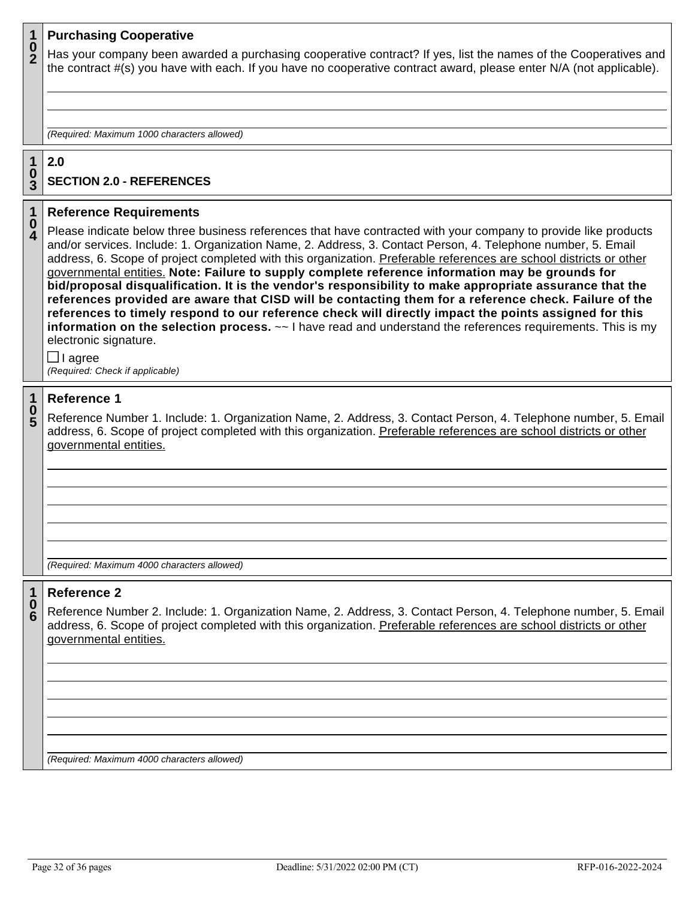**102**

### Purchasing Cooperative

Has your company been awarded a purchasing cooperative contract? If yes, list the names of the Cooperatives and the contract #(s) you have with each. If you have no cooperative contract award, please enter N/A (not applicable).

*(Required: Maximum 1000 characters allowed)*

**103**

### 2.0

### SECTION 2.0 - REFERENCES

**104**

### Reference Requirements

Please indicate below three business references that have contracted with your company to provide like products and/or services. Include: 1. Organization Name, 2. Address, 3. Contact Person, 4. Telephone number, 5. Email address, 6. Scope of project completed with this organization. Preferable references are school districts or other governmental entities. **Note: Failure to supply complete reference information may be grounds for bid/proposal disqualification. It is the vendor's responsibility to make appropriate assurance that the references provided are aware that CISD will be contacting them for a reference check. Failure of the references to timely respond to our reference check will directly impact the points assigned for this information on the selection process.** ~~ I have read and understand the references requirements. This is my electronic signature.

☐ I agree

*(Required: Check if applicable)*

**105**

### Reference 1

Reference Number 1. Include: 1. Organization Name, 2. Address, 3. Contact Person, 4. Telephone number, 5. Email address, 6. Scope of project completed with this organization. Preferable references are school districts or other governmental entities.

*(Required: Maximum 4000 characters allowed)*

**106**

### Reference 2

Reference Number 2. Include: 1. Organization Name, 2. Address, 3. Contact Person, 4. Telephone number, 5. Email address, 6. Scope of project completed with this organization. Preferable references are school districts or other governmental entities.

*(Required: Maximum 4000 characters allowed)*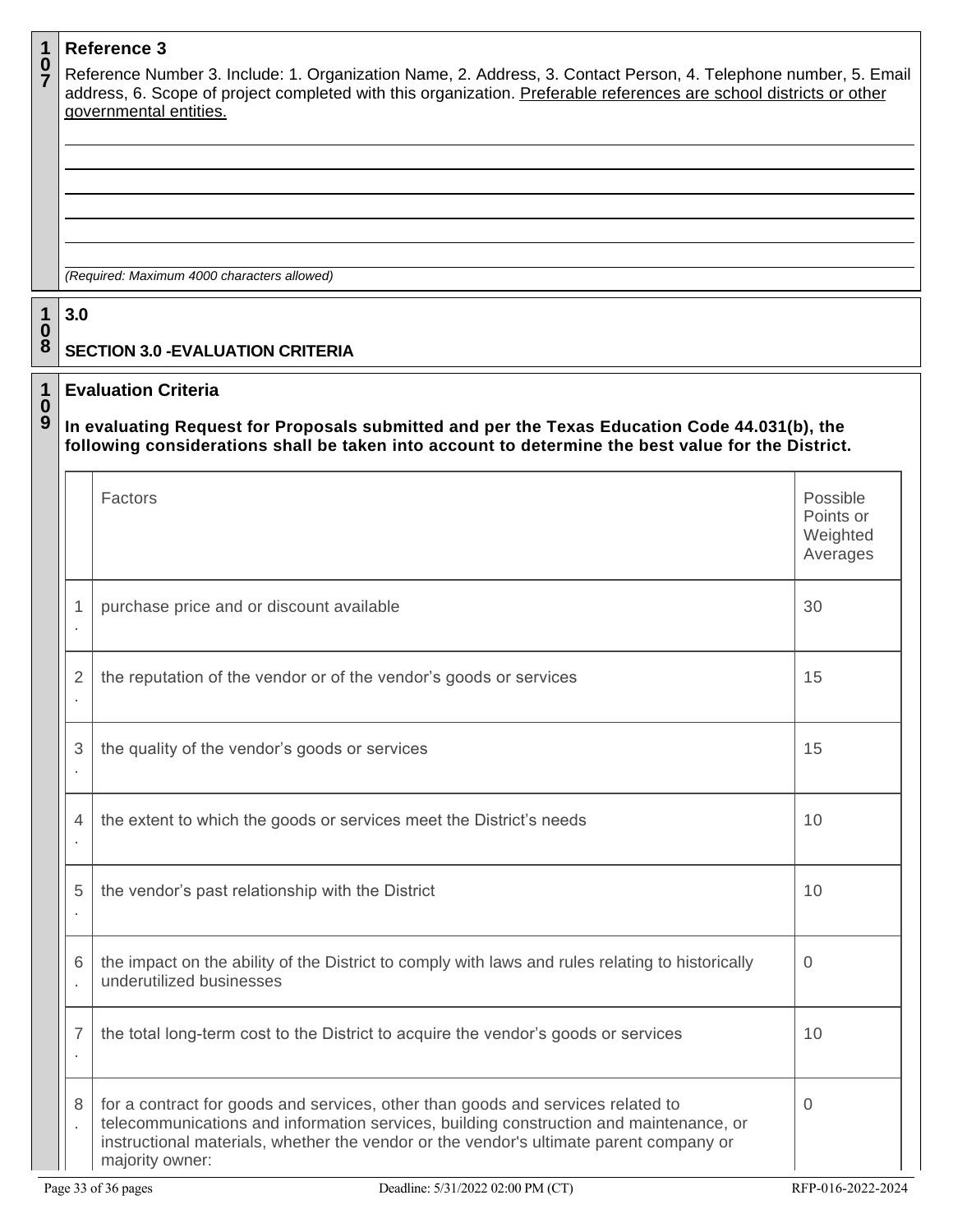107

### Reference 3

Reference Number 3. Include: 1. Organization Name, 2. Address, 3. Contact Person, 4. Telephone number, 5. Email address, 6. Scope of project completed with this organization. Preferable references are school districts or other governmental entities.

*(Required: Maximum 4000 characters allowed)*

108

### 3.0

**SECTION 3.0 -EVALUATION CRITERIA**

109

### Evaluation Criteria

**In evaluating Request for Proposals submitted and per the Texas Education Code 44.031(b), the following considerations shall be taken into account to determine the best value for the District.**

| | Factors | Possible Points or Weighted Averages |
|---|---|---|
| 1. | purchase price and or discount available | 30 |
| 2. | the reputation of the vendor or of the vendor's goods or services | 15 |
| 3. | the quality of the vendor's goods or services | 15 |
| 4. | the extent to which the goods or services meet the District's needs | 10 |
| 5. | the vendor's past relationship with the District | 10 |
| 6. | the impact on the ability of the District to comply with laws and rules relating to historically underutilized businesses | 0 |
| 7. | the total long-term cost to the District to acquire the vendor's goods or services | 10 |
| 8. | for a contract for goods and services, other than goods and services related to telecommunications and information services, building construction and maintenance, or instructional materials, whether the vendor or the vendor's ultimate parent company or majority owner: | 0 |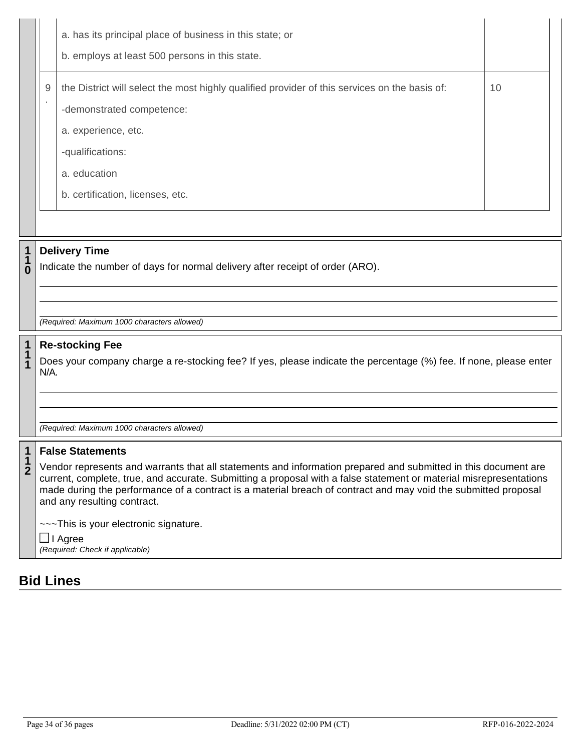| | | |
|---|---|---|
| | a. has its principal place of business in this state; or<br><br>b. employs at least 500 persons in this state. | |
| 9. | the District will select the most highly qualified provider of this services on the basis of:<br><br>-demonstrated competence:<br><br>a. experience, etc.<br><br>-qualifications:<br><br>a. education<br><br>b. certification, licenses, etc. | 10 |

**110 Delivery Time**

Indicate the number of days for normal delivery after receipt of order (ARO).

*(Required: Maximum 1000 characters allowed)*

**111 Re-stocking Fee**

Does your company charge a re-stocking fee? If yes, please indicate the percentage (%) fee. If none, please enter N/A.

*(Required: Maximum 1000 characters allowed)*

**112 False Statements**

Vendor represents and warrants that all statements and information prepared and submitted in this document are current, complete, true, and accurate. Submitting a proposal with a false statement or material misrepresentations made during the performance of a contract is a material breach of contract and may void the submitted proposal and any resulting contract.

~~~This is your electronic signature.

☐ I Agree
*(Required: Check if applicable)*

## Bid Lines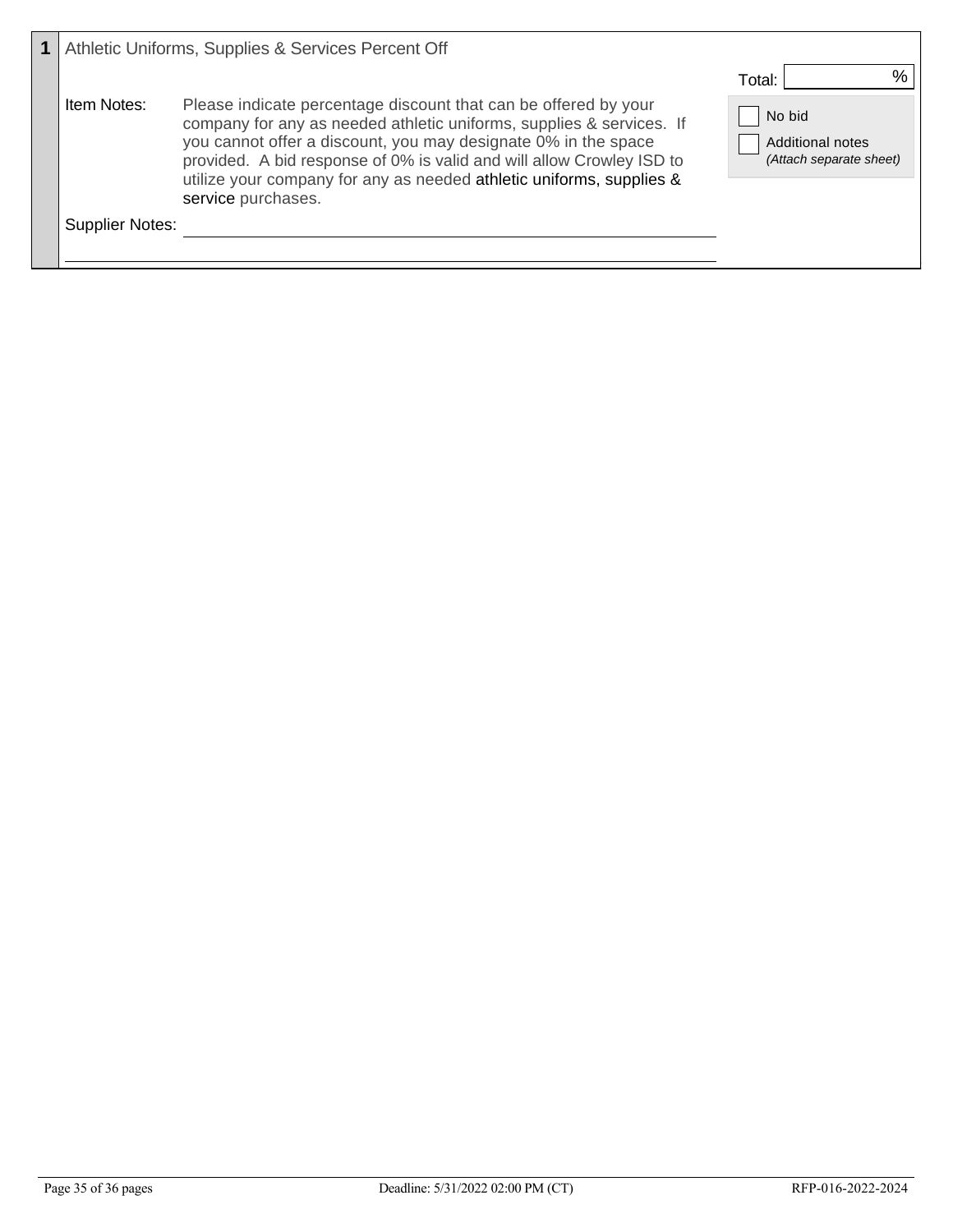**1** Athletic Uniforms, Supplies & Services Percent Off

Total: ________ %

☐ No bid

☐ Additional notes *(Attach separate sheet)*

Item Notes: Please indicate percentage discount that can be offered by your company for any as needed athletic uniforms, supplies & services. If you cannot offer a discount, you may designate 0% in the space provided. A bid response of 0% is valid and will allow Crowley ISD to utilize your company for any as needed athletic uniforms, supplies & service purchases.

Supplier Notes: ______________________________________________

______________________________________________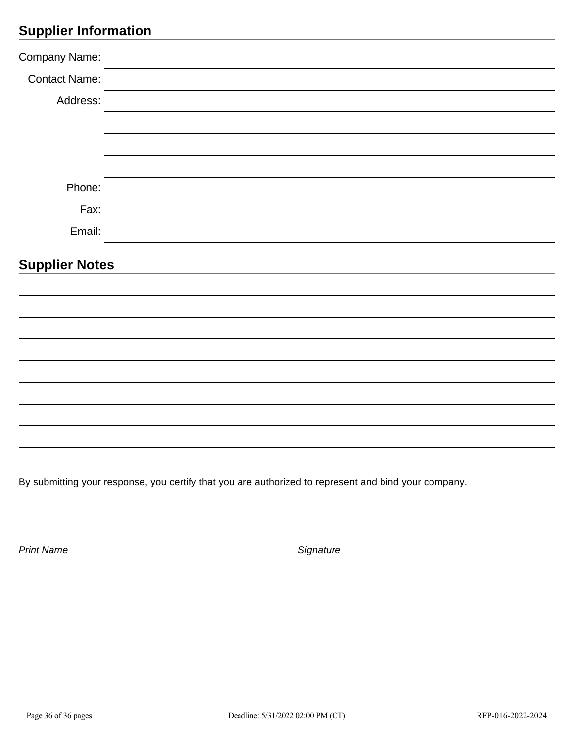## Supplier Information

Company Name:

Contact Name:

Address:

Phone:

Fax:

Email:

## Supplier Notes

By submitting your response, you certify that you are authorized to represent and bind your company.

*Print Name*

*Signature*